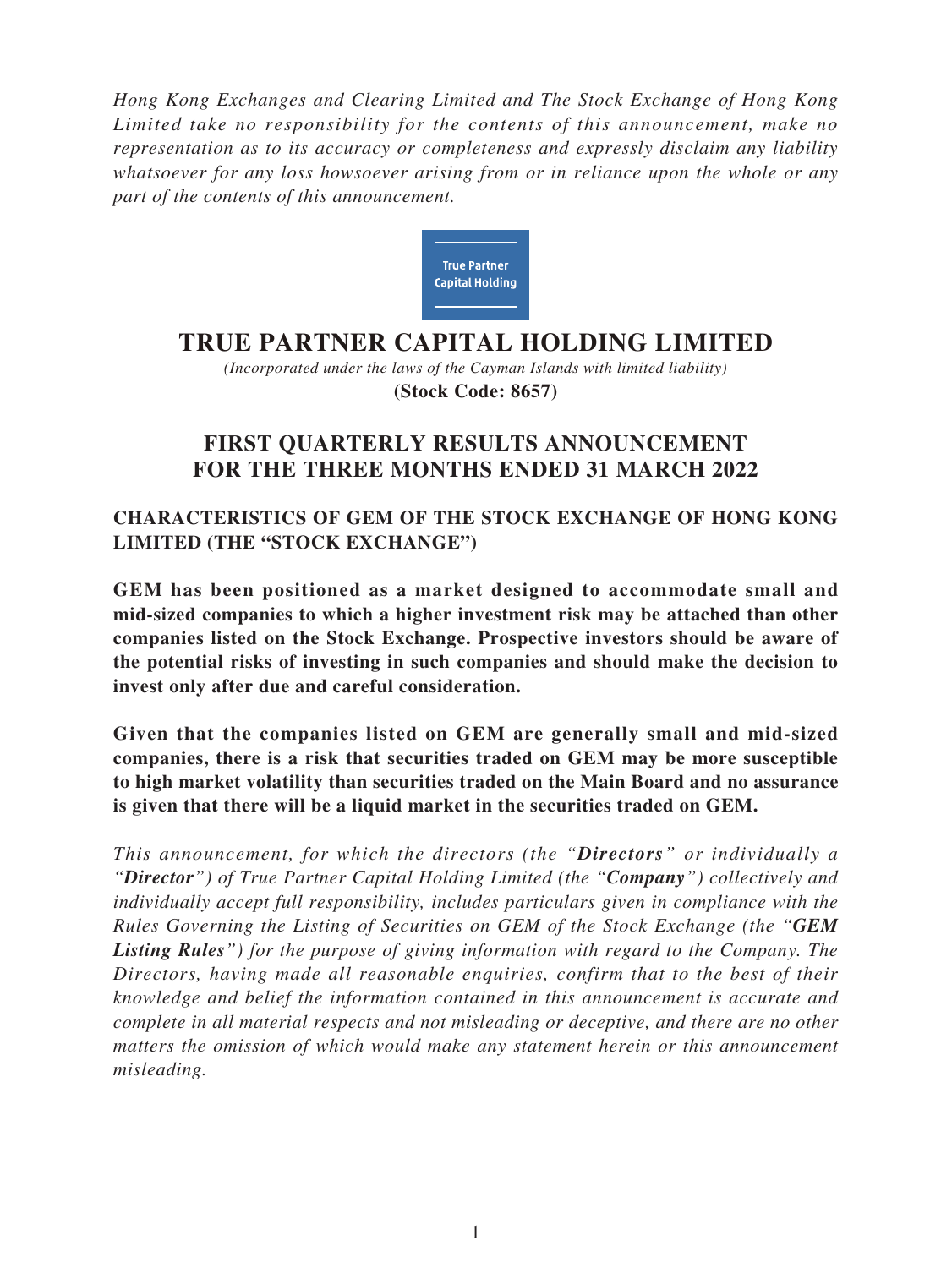*Hong Kong Exchanges and Clearing Limited and The Stock Exchange of Hong Kong Limited take no responsibility for the contents of this announcement, make no representation as to its accuracy or completeness and expressly disclaim any liability whatsoever for any loss howsoever arising from or in reliance upon the whole or any part of the contents of this announcement.*

True Partner Capital Holding

# TRUE PARTNER CAPITAL HOLDING LIMITED

*(Incorporated under the laws of the Cayman Islands with limited liability)*

**(Stock Code: 8657)**

## FIRST QUARTERLY RESULTS ANNOUNCEMENT FOR THE THREE MONTHS ENDED 31 MARCH 2022

### CHARACTERISTICS OF GEM OF THE STOCK EXCHANGE OF HONG KONG LIMITED (THE "STOCK EXCHANGE")

**GEM has been positioned as a market designed to accommodate small and mid-sized companies to which a higher investment risk may be attached than other companies listed on the Stock Exchange. Prospective investors should be aware of the potential risks of investing in such companies and should make the decision to invest only after due and careful consideration.**

**Given that the companies listed on GEM are generally small and mid-sized companies, there is a risk that securities traded on GEM may be more susceptible to high market volatility than securities traded on the Main Board and no assurance is given that there will be a liquid market in the securities traded on GEM.**

*This announcement, for which the directors (the "**Directors**" or individually a "**Director**") of True Partner Capital Holding Limited (the "**Company**") collectively and individually accept full responsibility, includes particulars given in compliance with the Rules Governing the Listing of Securities on GEM of the Stock Exchange (the "**GEM Listing Rules**") for the purpose of giving information with regard to the Company. The Directors, having made all reasonable enquiries, confirm that to the best of their knowledge and belief the information contained in this announcement is accurate and complete in all material respects and not misleading or deceptive, and there are no other matters the omission of which would make any statement herein or this announcement misleading.*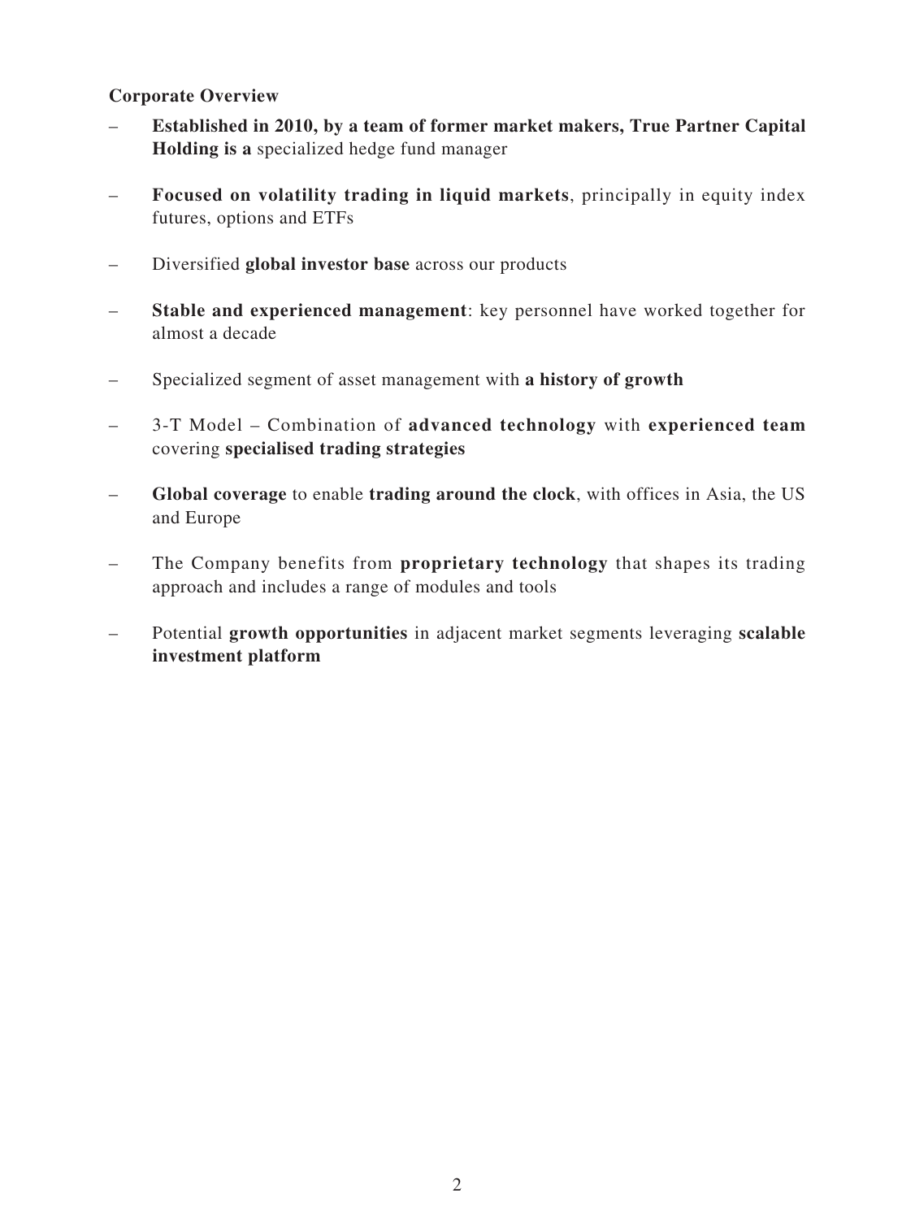**Corporate Overview**

- **Established in 2010, by a team of former market makers, True Partner Capital Holding is a** specialized hedge fund manager
- **Focused on volatility trading in liquid markets**, principally in equity index futures, options and ETFs
- Diversified **global investor base** across our products
- **Stable and experienced management**: key personnel have worked together for almost a decade
- Specialized segment of asset management with **a history of growth**
- 3-T Model – Combination of **advanced technology** with **experienced team** covering **specialised trading strategies**
- **Global coverage** to enable **trading around the clock**, with offices in Asia, the US and Europe
- The Company benefits from **proprietary technology** that shapes its trading approach and includes a range of modules and tools
- Potential **growth opportunities** in adjacent market segments leveraging **scalable investment platform**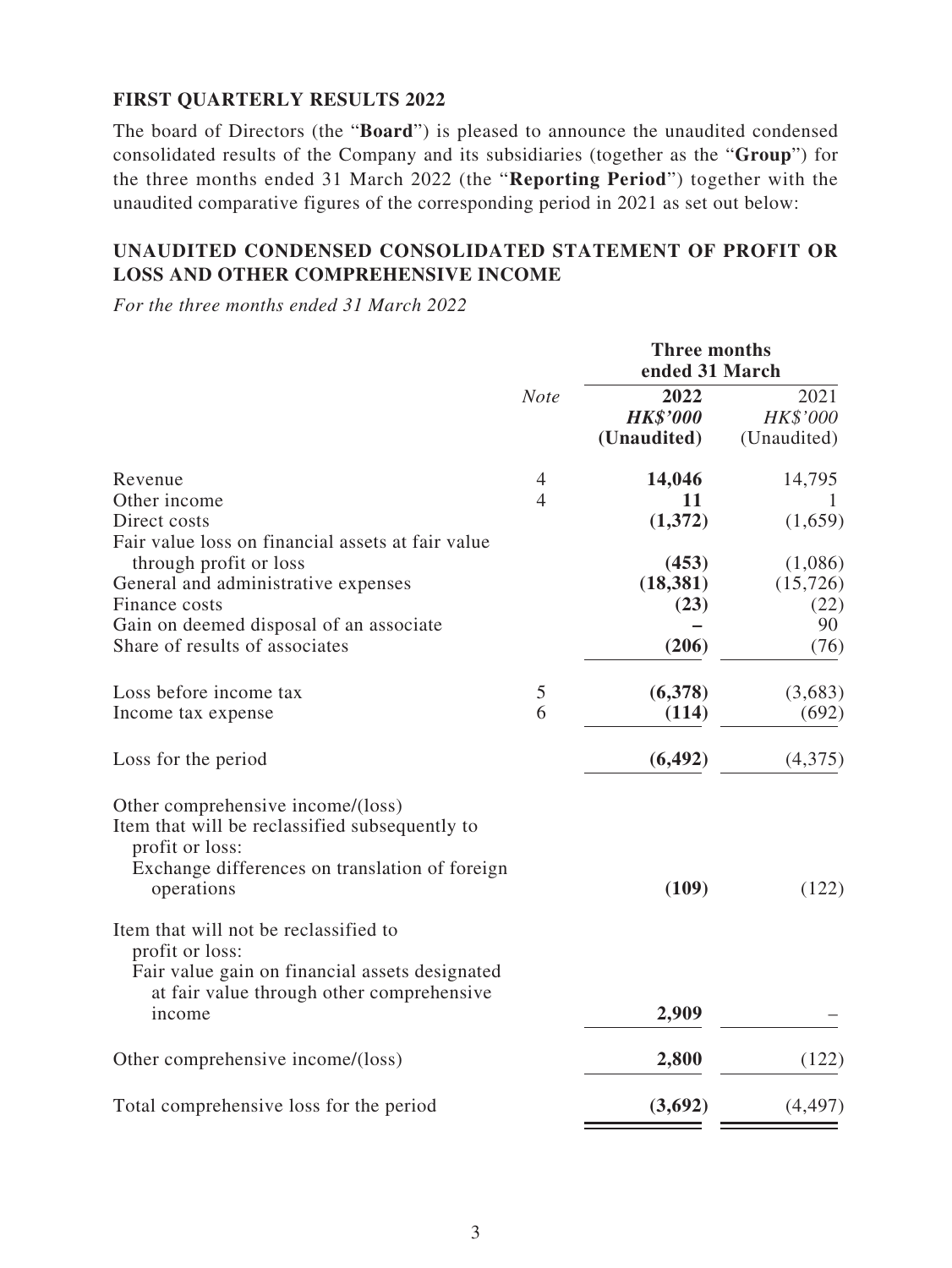## FIRST QUARTERLY RESULTS 2022

The board of Directors (the "**Board**") is pleased to announce the unaudited condensed consolidated results of the Company and its subsidiaries (together as the "**Group**") for the three months ended 31 March 2022 (the "**Reporting Period**") together with the unaudited comparative figures of the corresponding period in 2021 as set out below:

## UNAUDITED CONDENSED CONSOLIDATED STATEMENT OF PROFIT OR LOSS AND OTHER COMPREHENSIVE INCOME

*For the three months ended 31 March 2022*

| | | **Three months ended 31 March** | |
|---|---|---|---|
| | *Note* | **2022** | 2021 |
| | | ***HK$'000*** | *HK$'000* |
| | | **(Unaudited)** | (Unaudited) |
| Revenue | 4 | **14,046** | 14,795 |
| Other income | 4 | **11** | 1 |
| Direct costs | | **(1,372)** | (1,659) |
| Fair value loss on financial assets at fair value through profit or loss | | **(453)** | (1,086) |
| General and administrative expenses | | **(18,381)** | (15,726) |
| Finance costs | | **(23)** | (22) |
| Gain on deemed disposal of an associate | | **–** | 90 |
| Share of results of associates | | **(206)** | (76) |
| Loss before income tax | 5 | **(6,378)** | (3,683) |
| Income tax expense | 6 | **(114)** | (692) |
| Loss for the period | | **(6,492)** | (4,375) |
| Other comprehensive income/(loss) | | | |
| Item that will be reclassified subsequently to profit or loss: | | | |
| Exchange differences on translation of foreign operations | | **(109)** | (122) |
| Item that will not be reclassified to profit or loss: | | | |
| Fair value gain on financial assets designated at fair value through other comprehensive income | | **2,909** | – |
| Other comprehensive income/(loss) | | **2,800** | (122) |
| Total comprehensive loss for the period | | **(3,692)** | (4,497) |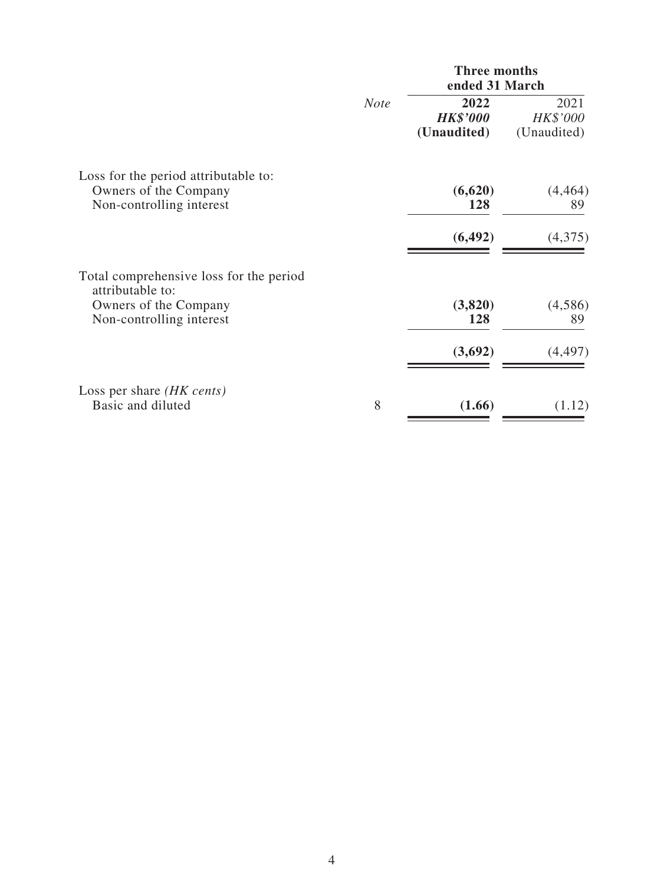| | *Note* | Three months ended 31 March | |
|---|---|---|---|
| | | **2022** | 2021 |
| | | ***HK$'000*** | *HK$'000* |
| | | **(Unaudited)** | (Unaudited) |
| Loss for the period attributable to: | | | |
| Owners of the Company | | **(6,620)** | (4,464) |
| Non-controlling interest | | **128** | 89 |
| | | **(6,492)** | (4,375) |
| Total comprehensive loss for the period attributable to: | | | |
| Owners of the Company | | **(3,820)** | (4,586) |
| Non-controlling interest | | **128** | 89 |
| | | **(3,692)** | (4,497) |
| Loss per share *(HK cents)* | | | |
| Basic and diluted | 8 | **(1.66)** | (1.12) |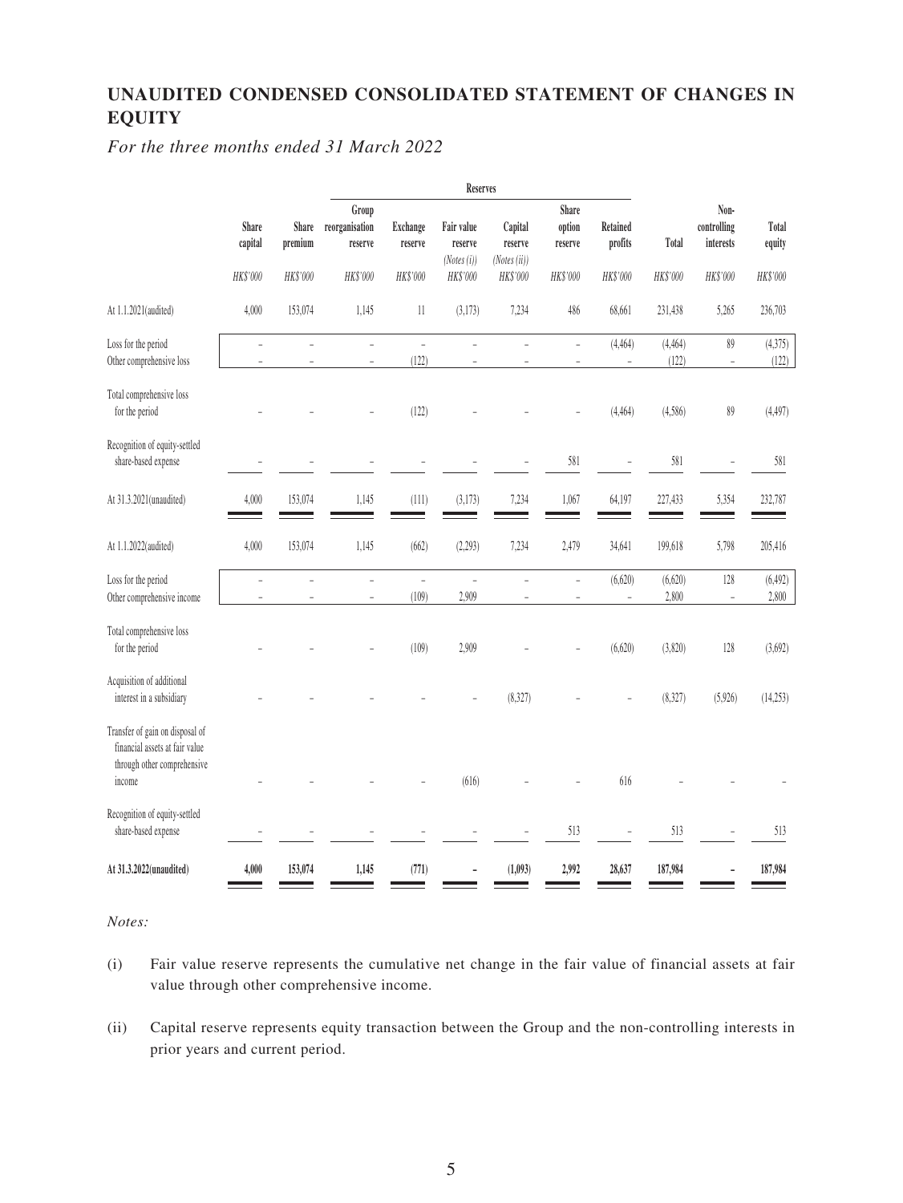## UNAUDITED CONDENSED CONSOLIDATED STATEMENT OF CHANGES IN EQUITY

*For the three months ended 31 March 2022*

| | | | Reserves | | | | | | | | |
|---|---|---|---|---|---|---|---|---|---|---|---|
| | Share capital | Share premium | Group reorganisation reserve | Exchange reserve | Fair value reserve *(Notes (i))* | Capital reserve *(Notes (ii))* | Share option reserve | Retained profits | Total | Non-controlling interests | Total equity |
| | *HK$'000* | *HK$'000* | *HK$'000* | *HK$'000* | *HK$'000* | *HK$'000* | *HK$'000* | *HK$'000* | *HK$'000* | *HK$'000* | *HK$'000* |
| At 1.1.2021(audited) | 4,000 | 153,074 | 1,145 | 11 | (3,173) | 7,234 | 486 | 68,661 | 231,438 | 5,265 | 236,703 |
| Loss for the period | – | – | – | – | – | – | – | (4,464) | (4,464) | 89 | (4,375) |
| Other comprehensive loss | – | – | – | (122) | – | – | – | – | (122) | – | (122) |
| Total comprehensive loss for the period | – | – | – | (122) | – | – | – | (4,464) | (4,586) | 89 | (4,497) |
| Recognition of equity-settled share-based expense | – | – | – | – | – | – | 581 | – | 581 | – | 581 |
| At 31.3.2021(unaudited) | 4,000 | 153,074 | 1,145 | (111) | (3,173) | 7,234 | 1,067 | 64,197 | 227,433 | 5,354 | 232,787 |
| At 1.1.2022(audited) | 4,000 | 153,074 | 1,145 | (662) | (2,293) | 7,234 | 2,479 | 34,641 | 199,618 | 5,798 | 205,416 |
| Loss for the period | – | – | – | – | – | – | – | (6,620) | (6,620) | 128 | (6,492) |
| Other comprehensive income | – | – | – | (109) | 2,909 | – | – | – | 2,800 | – | 2,800 |
| Total comprehensive loss for the period | – | – | – | (109) | 2,909 | – | – | (6,620) | (3,820) | 128 | (3,692) |
| Acquisition of additional interest in a subsidiary | – | – | – | – | – | (8,327) | – | – | (8,327) | (5,926) | (14,253) |
| Transfer of gain on disposal of financial assets at fair value through other comprehensive income | – | – | – | – | (616) | – | – | 616 | – | – | – |
| Recognition of equity-settled share-based expense | – | – | – | – | – | – | 513 | – | 513 | – | 513 |
| **At 31.3.2022(unaudited)** | **4,000** | **153,074** | **1,145** | **(771)** | **–** | **(1,093)** | **2,992** | **28,637** | **187,984** | **–** | **187,984** |

*Notes:*

(i) Fair value reserve represents the cumulative net change in the fair value of financial assets at fair value through other comprehensive income.

(ii) Capital reserve represents equity transaction between the Group and the non-controlling interests in prior years and current period.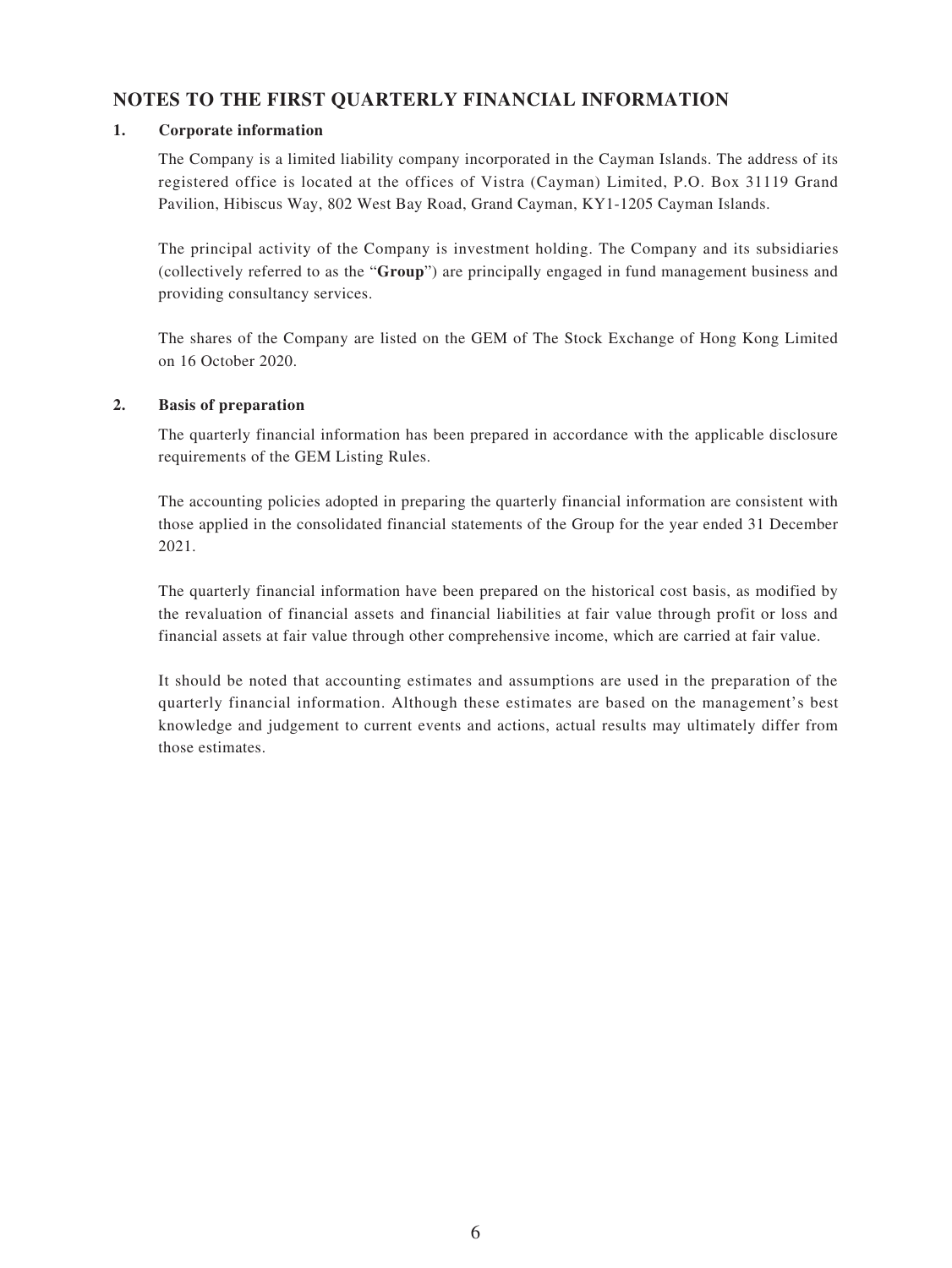## NOTES TO THE FIRST QUARTERLY FINANCIAL INFORMATION

### 1. Corporate information

The Company is a limited liability company incorporated in the Cayman Islands. The address of its registered office is located at the offices of Vistra (Cayman) Limited, P.O. Box 31119 Grand Pavilion, Hibiscus Way, 802 West Bay Road, Grand Cayman, KY1-1205 Cayman Islands.

The principal activity of the Company is investment holding. The Company and its subsidiaries (collectively referred to as the "**Group**") are principally engaged in fund management business and providing consultancy services.

The shares of the Company are listed on the GEM of The Stock Exchange of Hong Kong Limited on 16 October 2020.

### 2. Basis of preparation

The quarterly financial information has been prepared in accordance with the applicable disclosure requirements of the GEM Listing Rules.

The accounting policies adopted in preparing the quarterly financial information are consistent with those applied in the consolidated financial statements of the Group for the year ended 31 December 2021.

The quarterly financial information have been prepared on the historical cost basis, as modified by the revaluation of financial assets and financial liabilities at fair value through profit or loss and financial assets at fair value through other comprehensive income, which are carried at fair value.

It should be noted that accounting estimates and assumptions are used in the preparation of the quarterly financial information. Although these estimates are based on the management's best knowledge and judgement to current events and actions, actual results may ultimately differ from those estimates.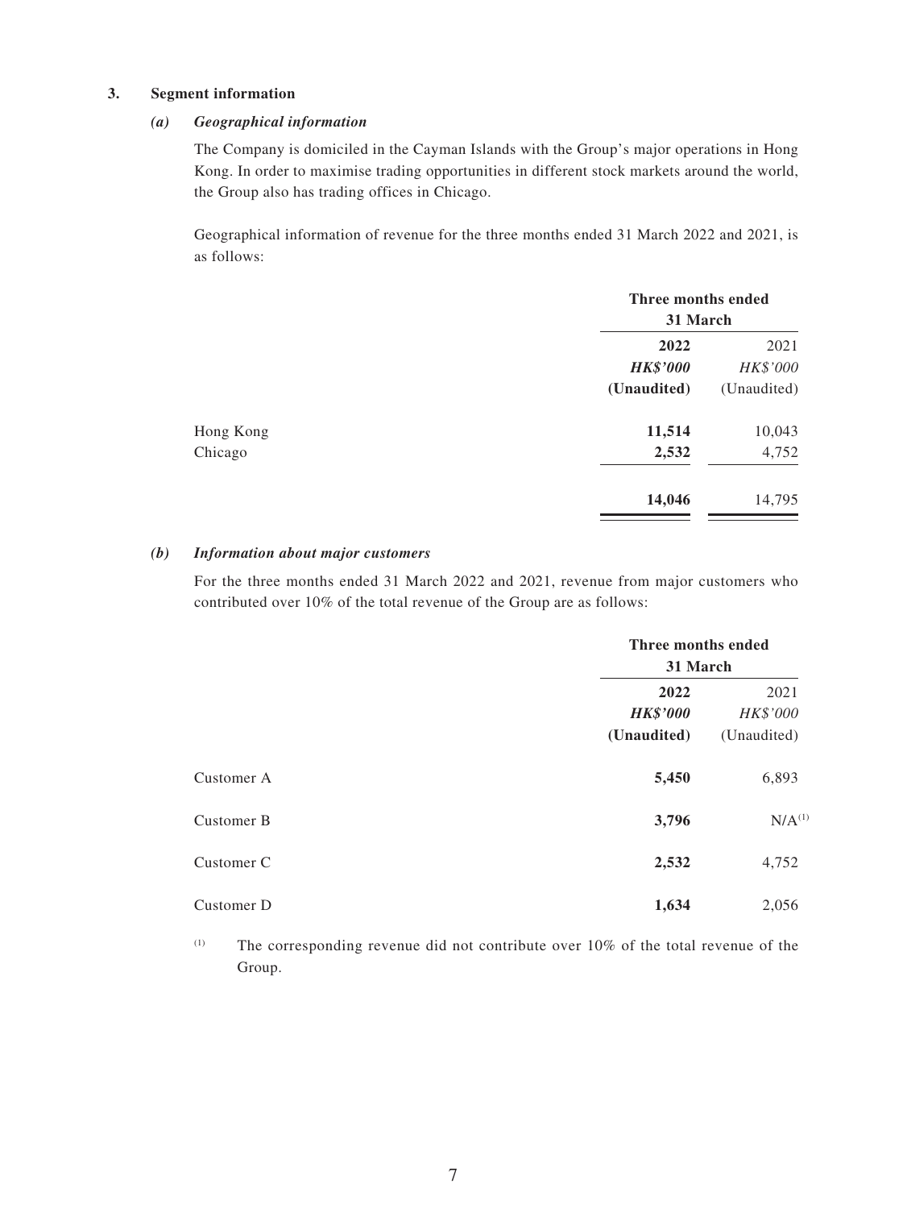### 3. Segment information

#### *(a) Geographical information*

The Company is domiciled in the Cayman Islands with the Group's major operations in Hong Kong. In order to maximise trading opportunities in different stock markets around the world, the Group also has trading offices in Chicago.

Geographical information of revenue for the three months ended 31 March 2022 and 2021, is as follows:

| | **Three months ended 31 March** | |
|---|---|---|
| | **2022** | 2021 |
| | ***HK$'000*** | *HK$'000* |
| | **(Unaudited)** | (Unaudited) |
| Hong Kong | **11,514** | 10,043 |
| Chicago | **2,532** | 4,752 |
| | **14,046** | 14,795 |

#### *(b) Information about major customers*

For the three months ended 31 March 2022 and 2021, revenue from major customers who contributed over 10% of the total revenue of the Group are as follows:

| | **Three months ended 31 March** | |
|---|---|---|
| | **2022** | 2021 |
| | ***HK$'000*** | *HK$'000* |
| | **(Unaudited)** | (Unaudited) |
| Customer A | **5,450** | 6,893 |
| Customer B | **3,796** | N/A[(1)] |
| Customer C | **2,532** | 4,752 |
| Customer D | **1,634** | 2,056 |

[(1)] The corresponding revenue did not contribute over 10% of the total revenue of the Group.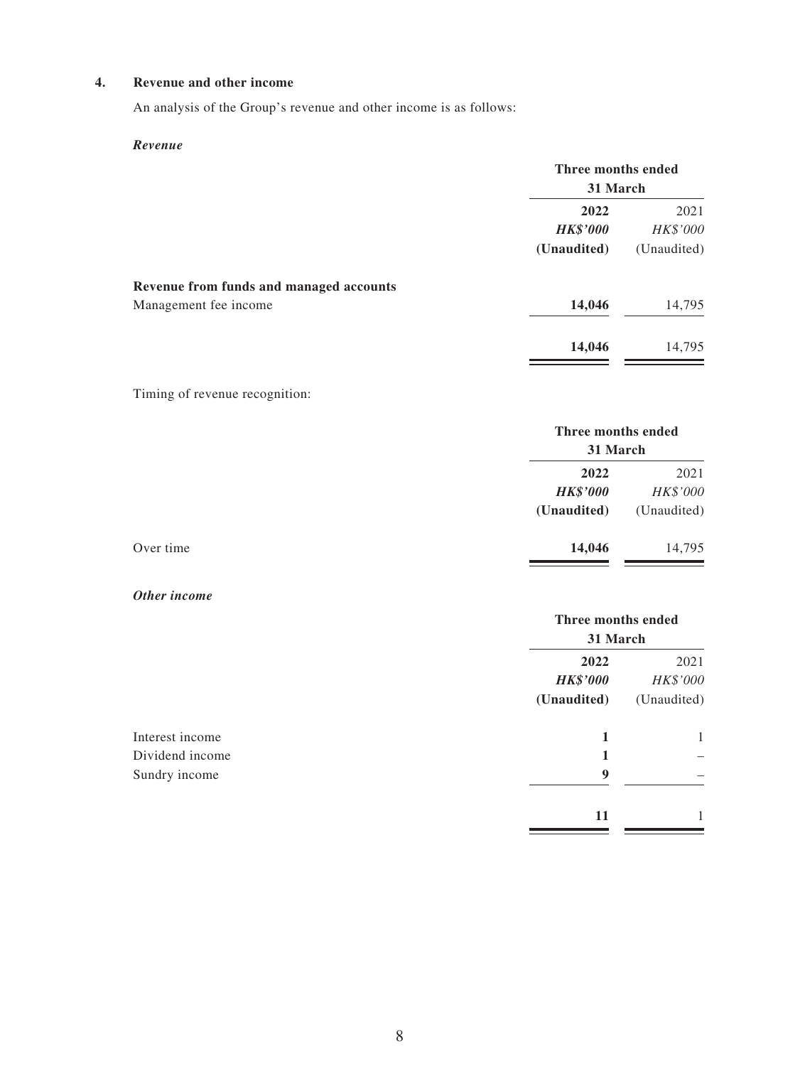## 4. Revenue and other income

An analysis of the Group's revenue and other income is as follows:

### *Revenue*

| | Three months ended 31 March | |
|---|---|---|
| | **2022** | 2021 |
| | ***HK$'000*** | *HK$'000* |
| | **(Unaudited)** | (Unaudited) |
| **Revenue from funds and managed accounts** | | |
| Management fee income | **14,046** | 14,795 |
| | **14,046** | 14,795 |

Timing of revenue recognition:

| | Three months ended 31 March | |
|---|---|---|
| | **2022** | 2021 |
| | ***HK$'000*** | *HK$'000* |
| | **(Unaudited)** | (Unaudited) |
| Over time | **14,046** | 14,795 |

### *Other income*

| | Three months ended 31 March | |
|---|---|---|
| | **2022** | 2021 |
| | ***HK$'000*** | *HK$'000* |
| | **(Unaudited)** | (Unaudited) |
| Interest income | **1** | 1 |
| Dividend income | **1** | – |
| Sundry income | **9** | – |
| | **11** | 1 |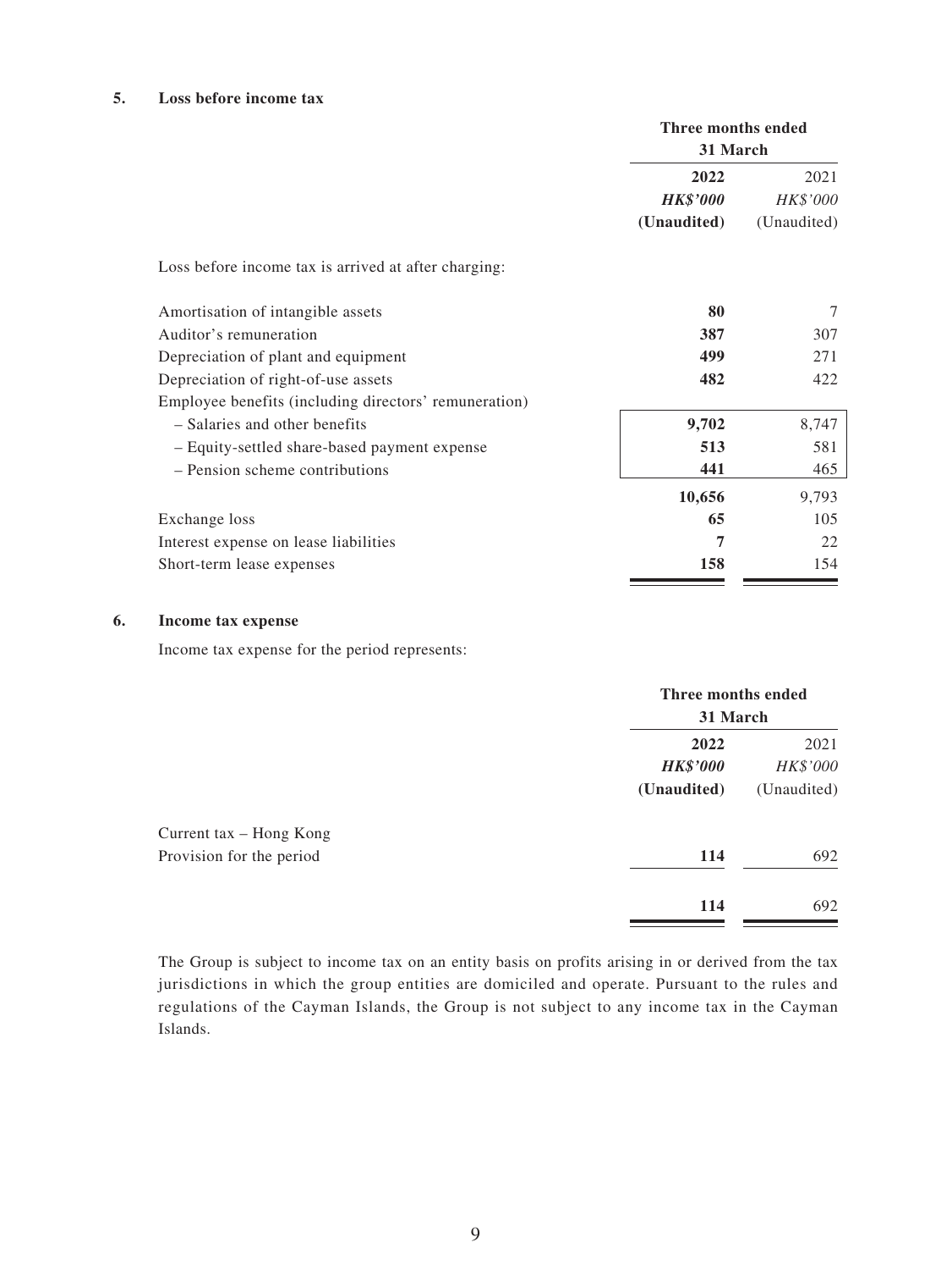**5. Loss before income tax**

| | Three months ended 31 March | |
|---|---|---|
| | **2022** | 2021 |
| | ***HK$'000*** | *HK$'000* |
| | **(Unaudited)** | (Unaudited) |
| Loss before income tax is arrived at after charging: | | |
| Amortisation of intangible assets | **80** | 7 |
| Auditor's remuneration | **387** | 307 |
| Depreciation of plant and equipment | **499** | 271 |
| Depreciation of right-of-use assets | **482** | 422 |
| Employee benefits (including directors' remuneration) | | |
| – Salaries and other benefits | **9,702** | 8,747 |
| – Equity-settled share-based payment expense | **513** | 581 |
| – Pension scheme contributions | **441** | 465 |
| | **10,656** | 9,793 |
| Exchange loss | **65** | 105 |
| Interest expense on lease liabilities | **7** | 22 |
| Short-term lease expenses | **158** | 154 |

**6. Income tax expense**

Income tax expense for the period represents:

| | Three months ended 31 March | |
|---|---|---|
| | **2022** | 2021 |
| | ***HK$'000*** | *HK$'000* |
| | **(Unaudited)** | (Unaudited) |
| Current tax – Hong Kong | | |
| Provision for the period | **114** | 692 |
| | **114** | 692 |

The Group is subject to income tax on an entity basis on profits arising in or derived from the tax jurisdictions in which the group entities are domiciled and operate. Pursuant to the rules and regulations of the Cayman Islands, the Group is not subject to any income tax in the Cayman Islands.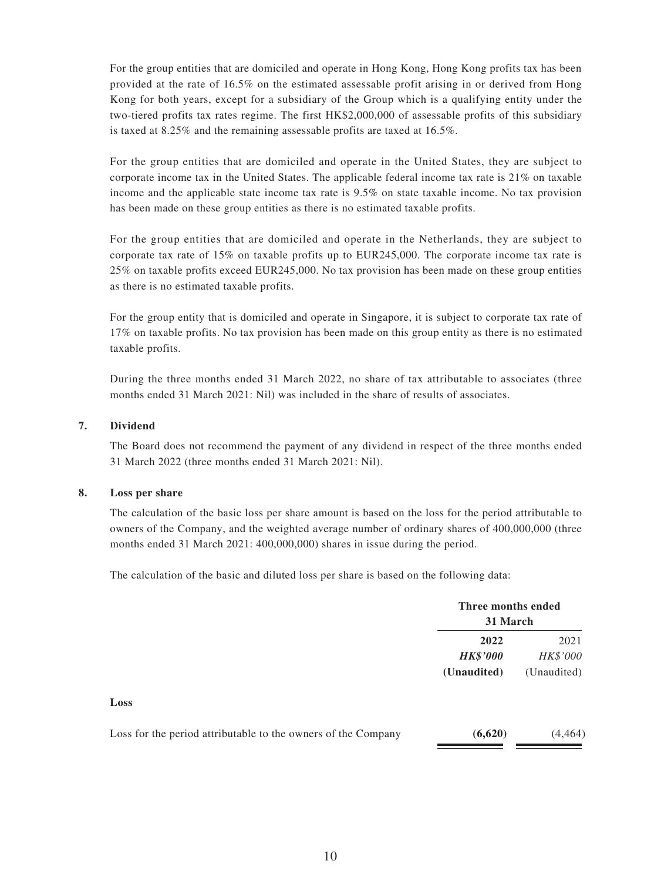For the group entities that are domiciled and operate in Hong Kong, Hong Kong profits tax has been provided at the rate of 16.5% on the estimated assessable profit arising in or derived from Hong Kong for both years, except for a subsidiary of the Group which is a qualifying entity under the two-tiered profits tax rates regime. The first HK$2,000,000 of assessable profits of this subsidiary is taxed at 8.25% and the remaining assessable profits are taxed at 16.5%.

For the group entities that are domiciled and operate in the United States, they are subject to corporate income tax in the United States. The applicable federal income tax rate is 21% on taxable income and the applicable state income tax rate is 9.5% on state taxable income. No tax provision has been made on these group entities as there is no estimated taxable profits.

For the group entities that are domiciled and operate in the Netherlands, they are subject to corporate tax rate of 15% on taxable profits up to EUR245,000. The corporate income tax rate is 25% on taxable profits exceed EUR245,000. No tax provision has been made on these group entities as there is no estimated taxable profits.

For the group entity that is domiciled and operate in Singapore, it is subject to corporate tax rate of 17% on taxable profits. No tax provision has been made on this group entity as there is no estimated taxable profits.

During the three months ended 31 March 2022, no share of tax attributable to associates (three months ended 31 March 2021: Nil) was included in the share of results of associates.

## 7. Dividend

The Board does not recommend the payment of any dividend in respect of the three months ended 31 March 2022 (three months ended 31 March 2021: Nil).

## 8. Loss per share

The calculation of the basic loss per share amount is based on the loss for the period attributable to owners of the Company, and the weighted average number of ordinary shares of 400,000,000 (three months ended 31 March 2021: 400,000,000) shares in issue during the period.

The calculation of the basic and diluted loss per share is based on the following data:

| | Three months ended 31 March | |
|---|---|---|
| | **2022** | 2021 |
| | ***HK$'000*** | *HK$'000* |
| | **(Unaudited)** | (Unaudited) |
| **Loss** | | |
| Loss for the period attributable to the owners of the Company | **(6,620)** | (4,464) |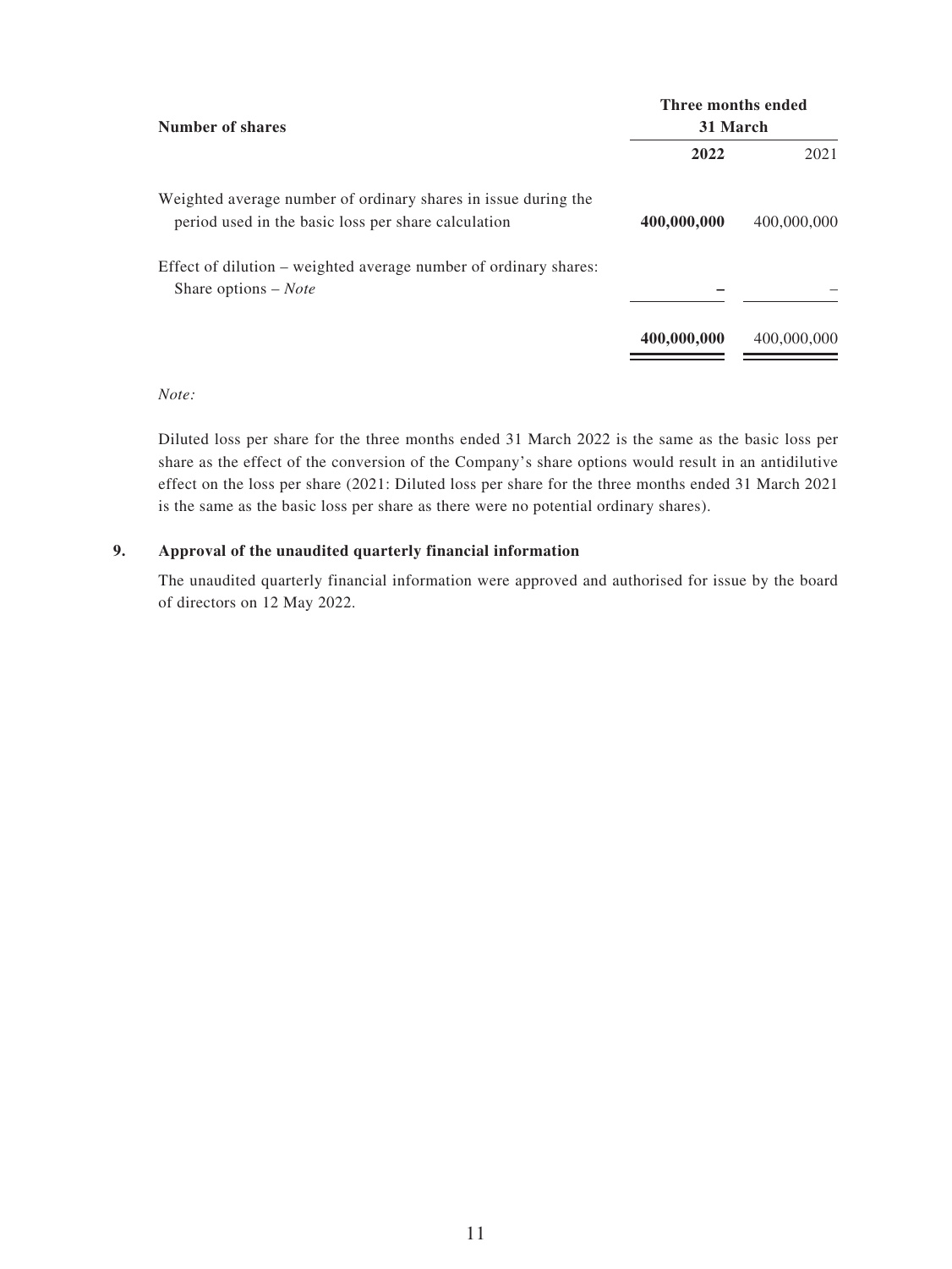| Number of shares | Three months ended 31 March | |
|---|---|---|
| | **2022** | 2021 |
| Weighted average number of ordinary shares in issue during the period used in the basic loss per share calculation | **400,000,000** | 400,000,000 |
| Effect of dilution – weighted average number of ordinary shares: Share options – *Note* | **–** | – |
| | **400,000,000** | 400,000,000 |

*Note:*

Diluted loss per share for the three months ended 31 March 2022 is the same as the basic loss per share as the effect of the conversion of the Company's share options would result in an antidilutive effect on the loss per share (2021: Diluted loss per share for the three months ended 31 March 2021 is the same as the basic loss per share as there were no potential ordinary shares).

## 9. Approval of the unaudited quarterly financial information

The unaudited quarterly financial information were approved and authorised for issue by the board of directors on 12 May 2022.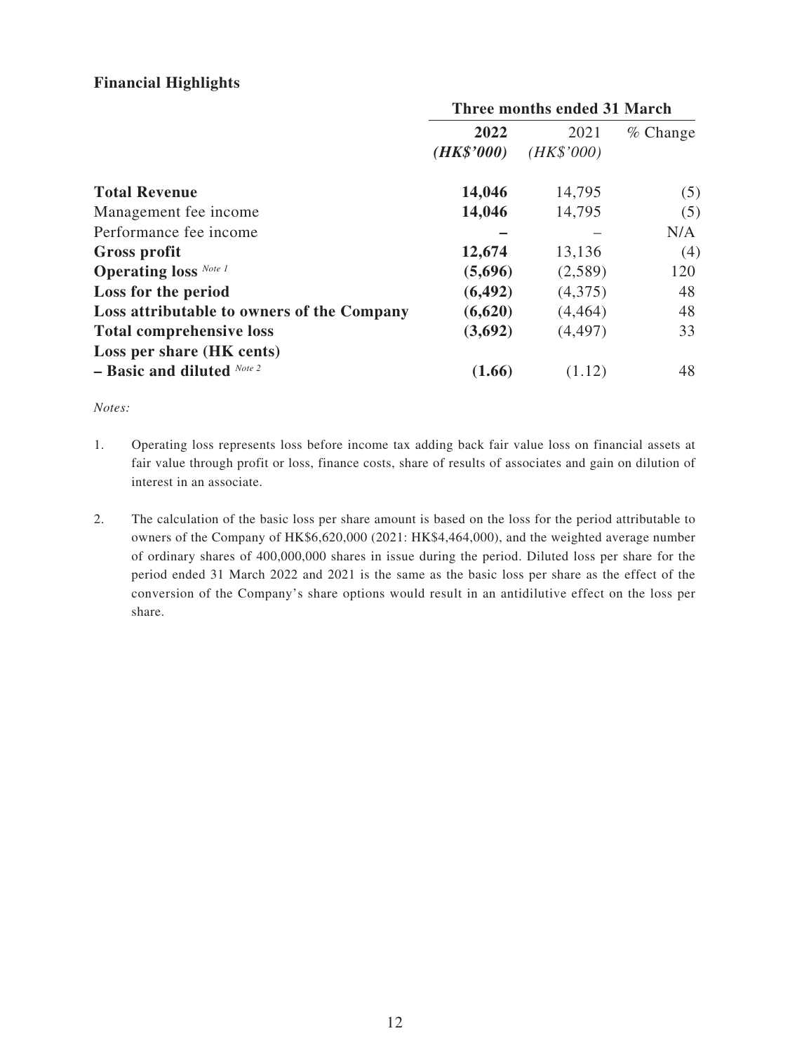## Financial Highlights

| | Three months ended 31 March | | |
|---|---|---|---|
| | **2022** | 2021 | % Change |
| | ***(HK$'000)*** | *(HK$'000)* | |
| **Total Revenue** | **14,046** | 14,795 | (5) |
| Management fee income | **14,046** | 14,795 | (5) |
| Performance fee income | **–** | – | N/A |
| **Gross profit** | **12,674** | 13,136 | (4) |
| **Operating loss** *Note 1* | **(5,696)** | (2,589) | 120 |
| **Loss for the period** | **(6,492)** | (4,375) | 48 |
| **Loss attributable to owners of the Company** | **(6,620)** | (4,464) | 48 |
| **Total comprehensive loss** | **(3,692)** | (4,497) | 33 |
| **Loss per share (HK cents)** | | | |
| **– Basic and diluted** *Note 2* | **(1.66)** | (1.12) | 48 |

*Notes:*

1. Operating loss represents loss before income tax adding back fair value loss on financial assets at fair value through profit or loss, finance costs, share of results of associates and gain on dilution of interest in an associate.

2. The calculation of the basic loss per share amount is based on the loss for the period attributable to owners of the Company of HK$6,620,000 (2021: HK$4,464,000), and the weighted average number of ordinary shares of 400,000,000 shares in issue during the period. Diluted loss per share for the period ended 31 March 2022 and 2021 is the same as the basic loss per share as the effect of the conversion of the Company's share options would result in an antidilutive effect on the loss per share.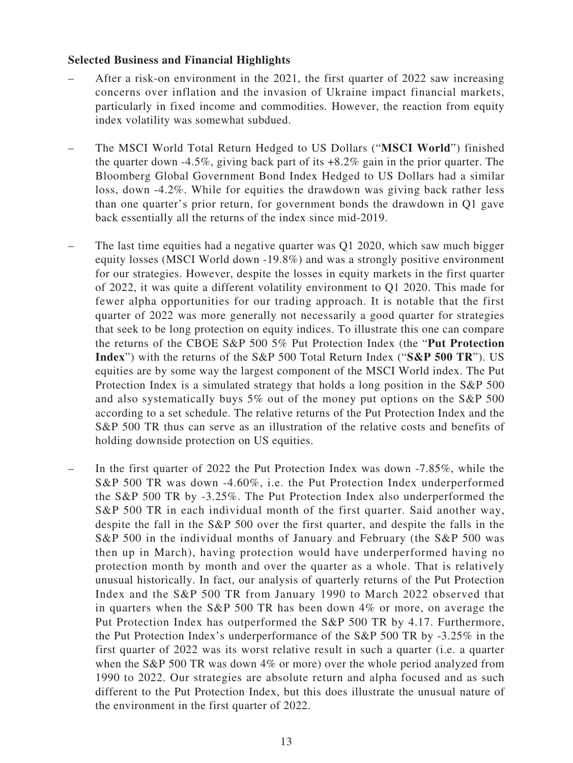**Selected Business and Financial Highlights**

- After a risk-on environment in the 2021, the first quarter of 2022 saw increasing concerns over inflation and the invasion of Ukraine impact financial markets, particularly in fixed income and commodities. However, the reaction from equity index volatility was somewhat subdued.

- The MSCI World Total Return Hedged to US Dollars ("**MSCI World**") finished the quarter down -4.5%, giving back part of its +8.2% gain in the prior quarter. The Bloomberg Global Government Bond Index Hedged to US Dollars had a similar loss, down -4.2%. While for equities the drawdown was giving back rather less than one quarter's prior return, for government bonds the drawdown in Q1 gave back essentially all the returns of the index since mid-2019.

- The last time equities had a negative quarter was Q1 2020, which saw much bigger equity losses (MSCI World down -19.8%) and was a strongly positive environment for our strategies. However, despite the losses in equity markets in the first quarter of 2022, it was quite a different volatility environment to Q1 2020. This made for fewer alpha opportunities for our trading approach. It is notable that the first quarter of 2022 was more generally not necessarily a good quarter for strategies that seek to be long protection on equity indices. To illustrate this one can compare the returns of the CBOE S&P 500 5% Put Protection Index (the "**Put Protection Index**") with the returns of the S&P 500 Total Return Index ("**S&P 500 TR**"). US equities are by some way the largest component of the MSCI World index. The Put Protection Index is a simulated strategy that holds a long position in the S&P 500 and also systematically buys 5% out of the money put options on the S&P 500 according to a set schedule. The relative returns of the Put Protection Index and the S&P 500 TR thus can serve as an illustration of the relative costs and benefits of holding downside protection on US equities.

- In the first quarter of 2022 the Put Protection Index was down -7.85%, while the S&P 500 TR was down -4.60%, i.e. the Put Protection Index underperformed the S&P 500 TR by -3.25%. The Put Protection Index also underperformed the S&P 500 TR in each individual month of the first quarter. Said another way, despite the fall in the S&P 500 over the first quarter, and despite the falls in the S&P 500 in the individual months of January and February (the S&P 500 was then up in March), having protection would have underperformed having no protection month by month and over the quarter as a whole. That is relatively unusual historically. In fact, our analysis of quarterly returns of the Put Protection Index and the S&P 500 TR from January 1990 to March 2022 observed that in quarters when the S&P 500 TR has been down 4% or more, on average the Put Protection Index has outperformed the S&P 500 TR by 4.17. Furthermore, the Put Protection Index's underperformance of the S&P 500 TR by -3.25% in the first quarter of 2022 was its worst relative result in such a quarter (i.e. a quarter when the S&P 500 TR was down 4% or more) over the whole period analyzed from 1990 to 2022. Our strategies are absolute return and alpha focused and as such different to the Put Protection Index, but this does illustrate the unusual nature of the environment in the first quarter of 2022.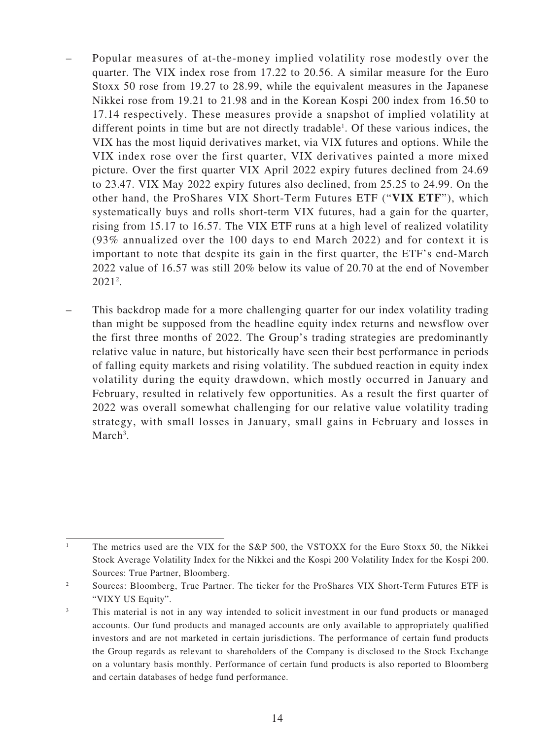- Popular measures of at-the-money implied volatility rose modestly over the quarter. The VIX index rose from 17.22 to 20.56. A similar measure for the Euro Stoxx 50 rose from 19.27 to 28.99, while the equivalent measures in the Japanese Nikkei rose from 19.21 to 21.98 and in the Korean Kospi 200 index from 16.50 to 17.14 respectively. These measures provide a snapshot of implied volatility at different points in time but are not directly tradable[1]. Of these various indices, the VIX has the most liquid derivatives market, via VIX futures and options. While the VIX index rose over the first quarter, VIX derivatives painted a more mixed picture. Over the first quarter VIX April 2022 expiry futures declined from 24.69 to 23.47. VIX May 2022 expiry futures also declined, from 25.25 to 24.99. On the other hand, the ProShares VIX Short-Term Futures ETF ("**VIX ETF**"), which systematically buys and rolls short-term VIX futures, had a gain for the quarter, rising from 15.17 to 16.57. The VIX ETF runs at a high level of realized volatility (93% annualized over the 100 days to end March 2022) and for context it is important to note that despite its gain in the first quarter, the ETF's end-March 2022 value of 16.57 was still 20% below its value of 20.70 at the end of November 2021[2].

- This backdrop made for a more challenging quarter for our index volatility trading than might be supposed from the headline equity index returns and newsflow over the first three months of 2022. The Group's trading strategies are predominantly relative value in nature, but historically have seen their best performance in periods of falling equity markets and rising volatility. The subdued reaction in equity index volatility during the equity drawdown, which mostly occurred in January and February, resulted in relatively few opportunities. As a result the first quarter of 2022 was overall somewhat challenging for our relative value volatility trading strategy, with small losses in January, small gains in February and losses in March[3].

---

[1] The metrics used are the VIX for the S&P 500, the VSTOXX for the Euro Stoxx 50, the Nikkei Stock Average Volatility Index for the Nikkei and the Kospi 200 Volatility Index for the Kospi 200. Sources: True Partner, Bloomberg.

[2] Sources: Bloomberg, True Partner. The ticker for the ProShares VIX Short-Term Futures ETF is "VIXY US Equity".

[3] This material is not in any way intended to solicit investment in our fund products or managed accounts. Our fund products and managed accounts are only available to appropriately qualified investors and are not marketed in certain jurisdictions. The performance of certain fund products the Group regards as relevant to shareholders of the Company is disclosed to the Stock Exchange on a voluntary basis monthly. Performance of certain fund products is also reported to Bloomberg and certain databases of hedge fund performance.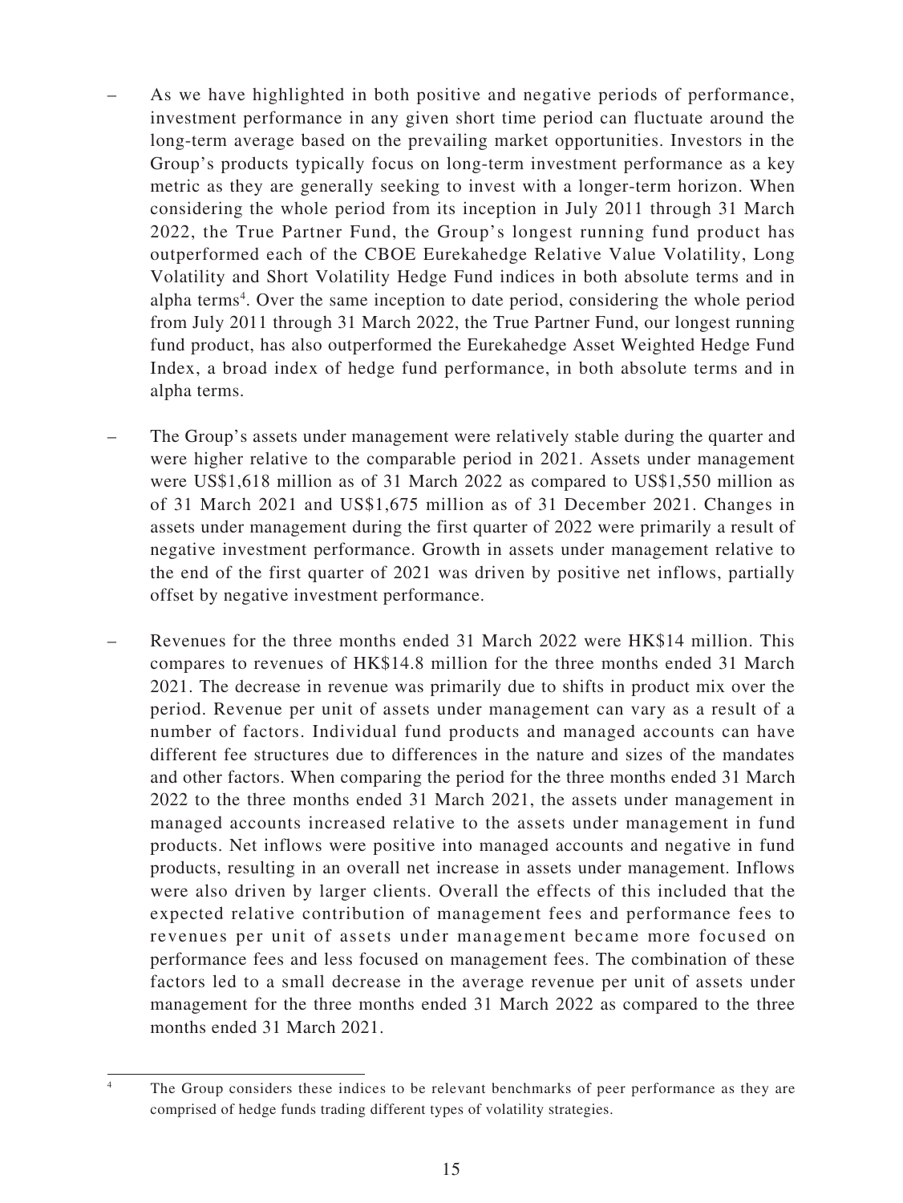– As we have highlighted in both positive and negative periods of performance, investment performance in any given short time period can fluctuate around the long-term average based on the prevailing market opportunities. Investors in the Group's products typically focus on long-term investment performance as a key metric as they are generally seeking to invest with a longer-term horizon. When considering the whole period from its inception in July 2011 through 31 March 2022, the True Partner Fund, the Group's longest running fund product has outperformed each of the CBOE Eurekahedge Relative Value Volatility, Long Volatility and Short Volatility Hedge Fund indices in both absolute terms and in alpha terms[4]. Over the same inception to date period, considering the whole period from July 2011 through 31 March 2022, the True Partner Fund, our longest running fund product, has also outperformed the Eurekahedge Asset Weighted Hedge Fund Index, a broad index of hedge fund performance, in both absolute terms and in alpha terms.

– The Group's assets under management were relatively stable during the quarter and were higher relative to the comparable period in 2021. Assets under management were US$1,618 million as of 31 March 2022 as compared to US$1,550 million as of 31 March 2021 and US$1,675 million as of 31 December 2021. Changes in assets under management during the first quarter of 2022 were primarily a result of negative investment performance. Growth in assets under management relative to the end of the first quarter of 2021 was driven by positive net inflows, partially offset by negative investment performance.

– Revenues for the three months ended 31 March 2022 were HK$14 million. This compares to revenues of HK$14.8 million for the three months ended 31 March 2021. The decrease in revenue was primarily due to shifts in product mix over the period. Revenue per unit of assets under management can vary as a result of a number of factors. Individual fund products and managed accounts can have different fee structures due to differences in the nature and sizes of the mandates and other factors. When comparing the period for the three months ended 31 March 2022 to the three months ended 31 March 2021, the assets under management in managed accounts increased relative to the assets under management in fund products. Net inflows were positive into managed accounts and negative in fund products, resulting in an overall net increase in assets under management. Inflows were also driven by larger clients. Overall the effects of this included that the expected relative contribution of management fees and performance fees to revenues per unit of assets under management became more focused on performance fees and less focused on management fees. The combination of these factors led to a small decrease in the average revenue per unit of assets under management for the three months ended 31 March 2022 as compared to the three months ended 31 March 2021.

---

[4] The Group considers these indices to be relevant benchmarks of peer performance as they are comprised of hedge funds trading different types of volatility strategies.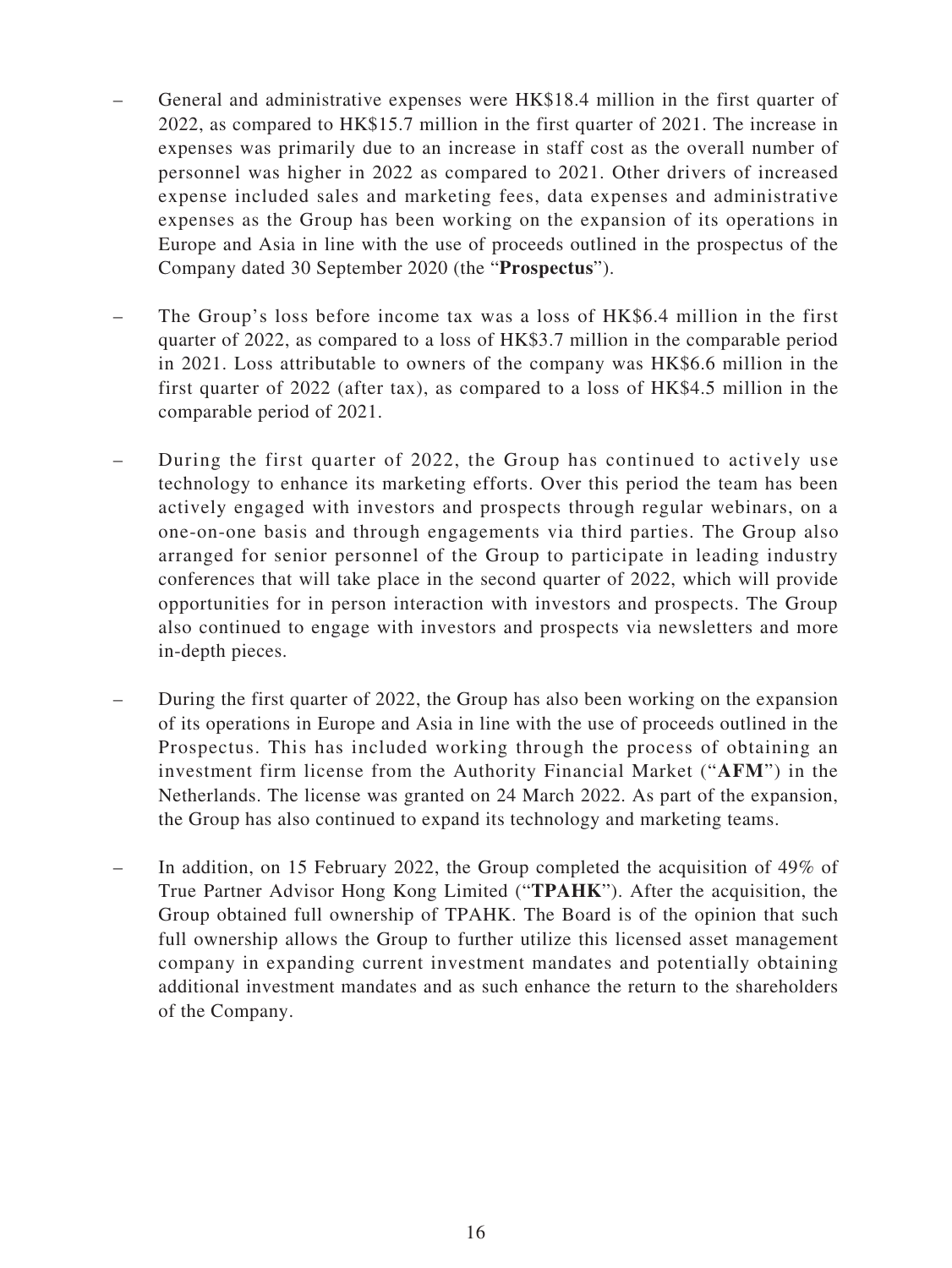- General and administrative expenses were HK$18.4 million in the first quarter of 2022, as compared to HK$15.7 million in the first quarter of 2021. The increase in expenses was primarily due to an increase in staff cost as the overall number of personnel was higher in 2022 as compared to 2021. Other drivers of increased expense included sales and marketing fees, data expenses and administrative expenses as the Group has been working on the expansion of its operations in Europe and Asia in line with the use of proceeds outlined in the prospectus of the Company dated 30 September 2020 (the "**Prospectus**").

- The Group's loss before income tax was a loss of HK$6.4 million in the first quarter of 2022, as compared to a loss of HK$3.7 million in the comparable period in 2021. Loss attributable to owners of the company was HK$6.6 million in the first quarter of 2022 (after tax), as compared to a loss of HK$4.5 million in the comparable period of 2021.

- During the first quarter of 2022, the Group has continued to actively use technology to enhance its marketing efforts. Over this period the team has been actively engaged with investors and prospects through regular webinars, on a one-on-one basis and through engagements via third parties. The Group also arranged for senior personnel of the Group to participate in leading industry conferences that will take place in the second quarter of 2022, which will provide opportunities for in person interaction with investors and prospects. The Group also continued to engage with investors and prospects via newsletters and more in-depth pieces.

- During the first quarter of 2022, the Group has also been working on the expansion of its operations in Europe and Asia in line with the use of proceeds outlined in the Prospectus. This has included working through the process of obtaining an investment firm license from the Authority Financial Market ("**AFM**") in the Netherlands. The license was granted on 24 March 2022. As part of the expansion, the Group has also continued to expand its technology and marketing teams.

- In addition, on 15 February 2022, the Group completed the acquisition of 49% of True Partner Advisor Hong Kong Limited ("**TPAHK**"). After the acquisition, the Group obtained full ownership of TPAHK. The Board is of the opinion that such full ownership allows the Group to further utilize this licensed asset management company in expanding current investment mandates and potentially obtaining additional investment mandates and as such enhance the return to the shareholders of the Company.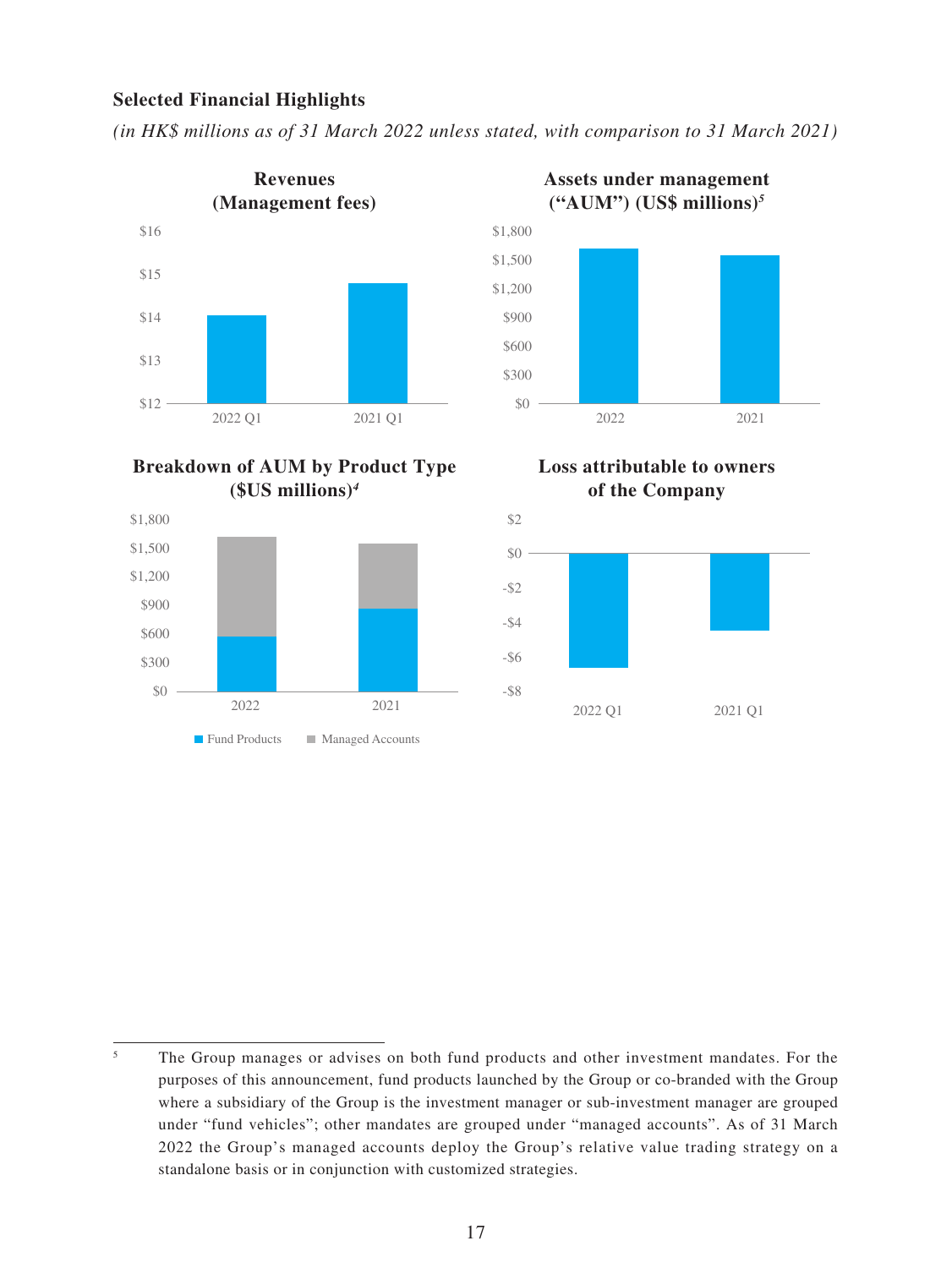**Selected Financial Highlights**

*(in HK$ millions as of 31 March 2022 unless stated, with comparison to 31 March 2021)*

**Revenues (Management fees)**

$16
$15
$14
$13
$12

2022 Q1 2021 Q1

**Assets under management ("AUM") (US$ millions)[5]**

$1,800
$1,500
$1,200
$900
$600
$300
$0

2022 2021

**Breakdown of AUM by Product Type ($US millions)[4]**

$1,800
$1,500
$1,200
$900
$600
$300
$0

2022 2021

Fund Products Managed Accounts

**Loss attributable to owners of the Company**

$2
$0
-$2
-$4
-$6
-$8

2022 Q1 2021 Q1

---

5 The Group manages or advises on both fund products and other investment mandates. For the purposes of this announcement, fund products launched by the Group or co-branded with the Group where a subsidiary of the Group is the investment manager or sub-investment manager are grouped under "fund vehicles"; other mandates are grouped under "managed accounts". As of 31 March 2022 the Group's managed accounts deploy the Group's relative value trading strategy on a standalone basis or in conjunction with customized strategies.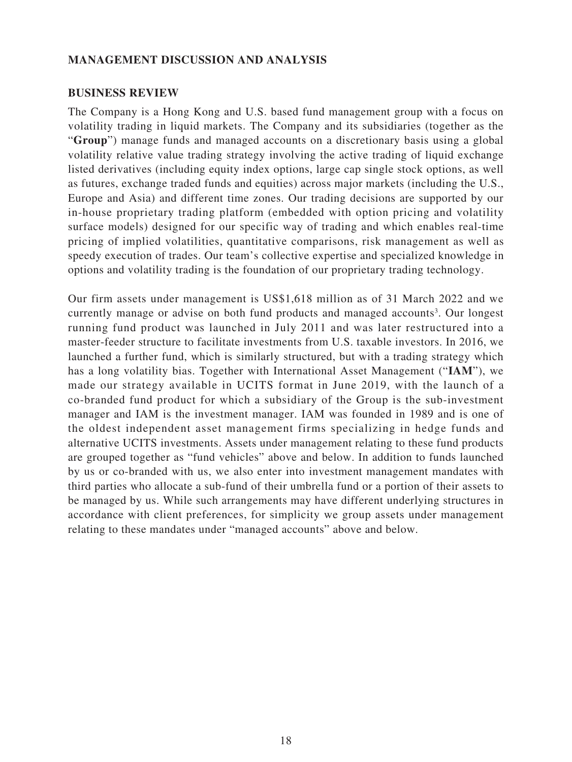## MANAGEMENT DISCUSSION AND ANALYSIS

### BUSINESS REVIEW

The Company is a Hong Kong and U.S. based fund management group with a focus on volatility trading in liquid markets. The Company and its subsidiaries (together as the "**Group**") manage funds and managed accounts on a discretionary basis using a global volatility relative value trading strategy involving the active trading of liquid exchange listed derivatives (including equity index options, large cap single stock options, as well as futures, exchange traded funds and equities) across major markets (including the U.S., Europe and Asia) and different time zones. Our trading decisions are supported by our in-house proprietary trading platform (embedded with option pricing and volatility surface models) designed for our specific way of trading and which enables real-time pricing of implied volatilities, quantitative comparisons, risk management as well as speedy execution of trades. Our team's collective expertise and specialized knowledge in options and volatility trading is the foundation of our proprietary trading technology.

Our firm assets under management is US$1,618 million as of 31 March 2022 and we currently manage or advise on both fund products and managed accounts[3]. Our longest running fund product was launched in July 2011 and was later restructured into a master-feeder structure to facilitate investments from U.S. taxable investors. In 2016, we launched a further fund, which is similarly structured, but with a trading strategy which has a long volatility bias. Together with International Asset Management ("**IAM**"), we made our strategy available in UCITS format in June 2019, with the launch of a co-branded fund product for which a subsidiary of the Group is the sub-investment manager and IAM is the investment manager. IAM was founded in 1989 and is one of the oldest independent asset management firms specializing in hedge funds and alternative UCITS investments. Assets under management relating to these fund products are grouped together as "fund vehicles" above and below. In addition to funds launched by us or co-branded with us, we also enter into investment management mandates with third parties who allocate a sub-fund of their umbrella fund or a portion of their assets to be managed by us. While such arrangements may have different underlying structures in accordance with client preferences, for simplicity we group assets under management relating to these mandates under "managed accounts" above and below.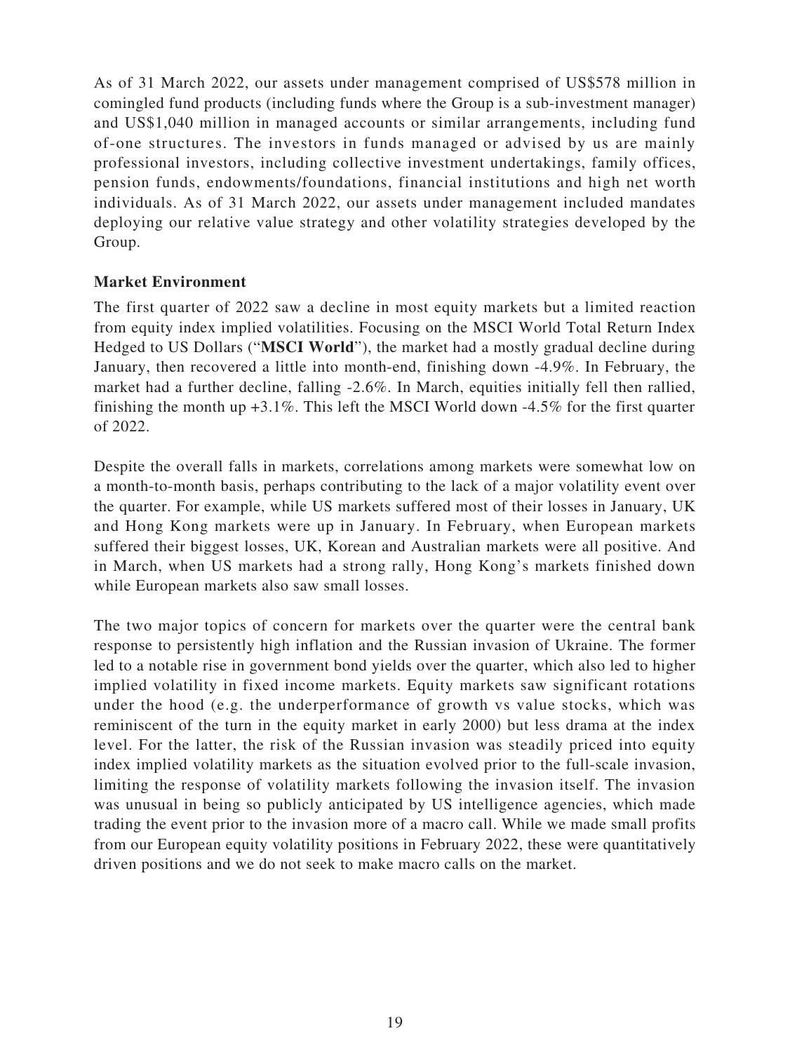As of 31 March 2022, our assets under management comprised of US$578 million in comingled fund products (including funds where the Group is a sub-investment manager) and US$1,040 million in managed accounts or similar arrangements, including fund of-one structures. The investors in funds managed or advised by us are mainly professional investors, including collective investment undertakings, family offices, pension funds, endowments/foundations, financial institutions and high net worth individuals. As of 31 March 2022, our assets under management included mandates deploying our relative value strategy and other volatility strategies developed by the Group.

### Market Environment

The first quarter of 2022 saw a decline in most equity markets but a limited reaction from equity index implied volatilities. Focusing on the MSCI World Total Return Index Hedged to US Dollars ("**MSCI World**"), the market had a mostly gradual decline during January, then recovered a little into month-end, finishing down -4.9%. In February, the market had a further decline, falling -2.6%. In March, equities initially fell then rallied, finishing the month up +3.1%. This left the MSCI World down -4.5% for the first quarter of 2022.

Despite the overall falls in markets, correlations among markets were somewhat low on a month-to-month basis, perhaps contributing to the lack of a major volatility event over the quarter. For example, while US markets suffered most of their losses in January, UK and Hong Kong markets were up in January. In February, when European markets suffered their biggest losses, UK, Korean and Australian markets were all positive. And in March, when US markets had a strong rally, Hong Kong's markets finished down while European markets also saw small losses.

The two major topics of concern for markets over the quarter were the central bank response to persistently high inflation and the Russian invasion of Ukraine. The former led to a notable rise in government bond yields over the quarter, which also led to higher implied volatility in fixed income markets. Equity markets saw significant rotations under the hood (e.g. the underperformance of growth vs value stocks, which was reminiscent of the turn in the equity market in early 2000) but less drama at the index level. For the latter, the risk of the Russian invasion was steadily priced into equity index implied volatility markets as the situation evolved prior to the full-scale invasion, limiting the response of volatility markets following the invasion itself. The invasion was unusual in being so publicly anticipated by US intelligence agencies, which made trading the event prior to the invasion more of a macro call. While we made small profits from our European equity volatility positions in February 2022, these were quantitatively driven positions and we do not seek to make macro calls on the market.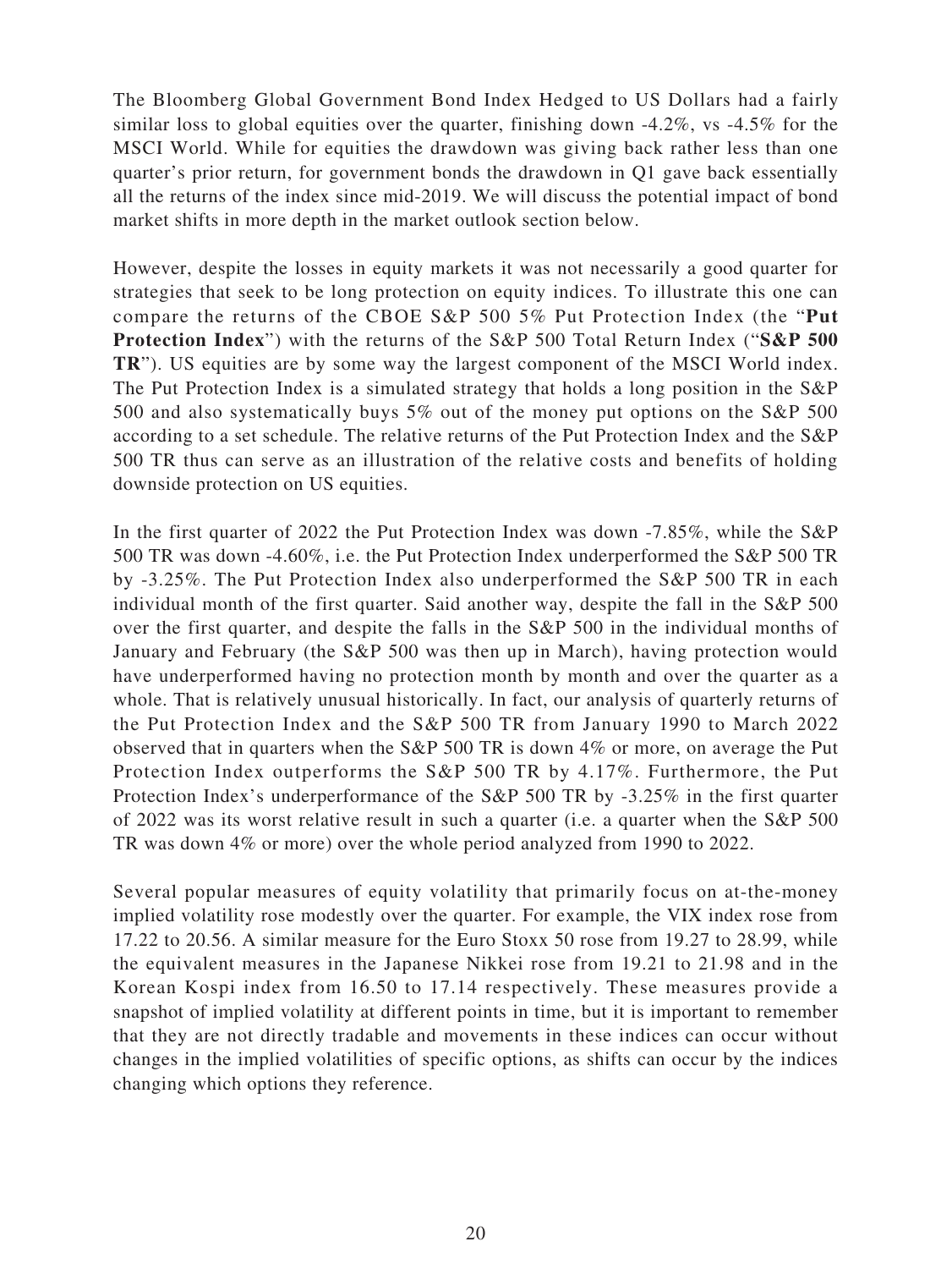The Bloomberg Global Government Bond Index Hedged to US Dollars had a fairly similar loss to global equities over the quarter, finishing down -4.2%, vs -4.5% for the MSCI World. While for equities the drawdown was giving back rather less than one quarter's prior return, for government bonds the drawdown in Q1 gave back essentially all the returns of the index since mid-2019. We will discuss the potential impact of bond market shifts in more depth in the market outlook section below.

However, despite the losses in equity markets it was not necessarily a good quarter for strategies that seek to be long protection on equity indices. To illustrate this one can compare the returns of the CBOE S&P 500 5% Put Protection Index (the "**Put Protection Index**") with the returns of the S&P 500 Total Return Index ("**S&P 500 TR**"). US equities are by some way the largest component of the MSCI World index. The Put Protection Index is a simulated strategy that holds a long position in the S&P 500 and also systematically buys 5% out of the money put options on the S&P 500 according to a set schedule. The relative returns of the Put Protection Index and the S&P 500 TR thus can serve as an illustration of the relative costs and benefits of holding downside protection on US equities.

In the first quarter of 2022 the Put Protection Index was down -7.85%, while the S&P 500 TR was down -4.60%, i.e. the Put Protection Index underperformed the S&P 500 TR by -3.25%. The Put Protection Index also underperformed the S&P 500 TR in each individual month of the first quarter. Said another way, despite the fall in the S&P 500 over the first quarter, and despite the falls in the S&P 500 in the individual months of January and February (the S&P 500 was then up in March), having protection would have underperformed having no protection month by month and over the quarter as a whole. That is relatively unusual historically. In fact, our analysis of quarterly returns of the Put Protection Index and the S&P 500 TR from January 1990 to March 2022 observed that in quarters when the S&P 500 TR is down 4% or more, on average the Put Protection Index outperforms the S&P 500 TR by 4.17%. Furthermore, the Put Protection Index's underperformance of the S&P 500 TR by -3.25% in the first quarter of 2022 was its worst relative result in such a quarter (i.e. a quarter when the S&P 500 TR was down 4% or more) over the whole period analyzed from 1990 to 2022.

Several popular measures of equity volatility that primarily focus on at-the-money implied volatility rose modestly over the quarter. For example, the VIX index rose from 17.22 to 20.56. A similar measure for the Euro Stoxx 50 rose from 19.27 to 28.99, while the equivalent measures in the Japanese Nikkei rose from 19.21 to 21.98 and in the Korean Kospi index from 16.50 to 17.14 respectively. These measures provide a snapshot of implied volatility at different points in time, but it is important to remember that they are not directly tradable and movements in these indices can occur without changes in the implied volatilities of specific options, as shifts can occur by the indices changing which options they reference.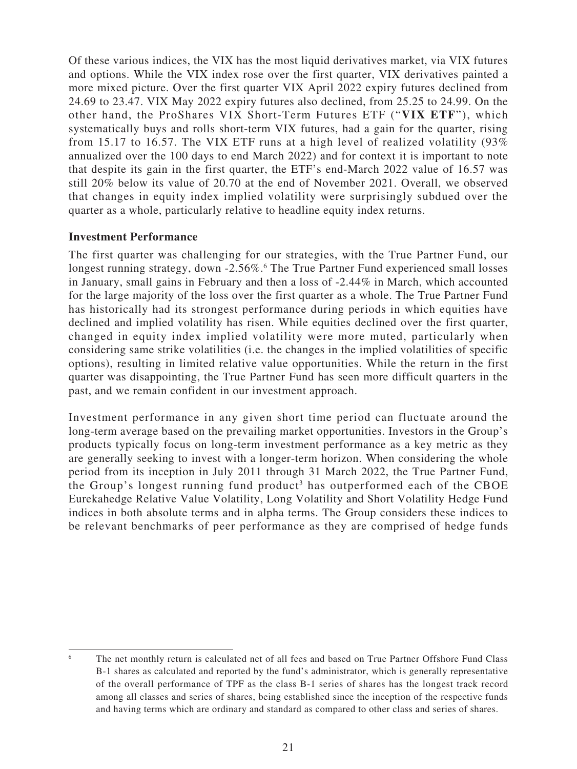Of these various indices, the VIX has the most liquid derivatives market, via VIX futures and options. While the VIX index rose over the first quarter, VIX derivatives painted a more mixed picture. Over the first quarter VIX April 2022 expiry futures declined from 24.69 to 23.47. VIX May 2022 expiry futures also declined, from 25.25 to 24.99. On the other hand, the ProShares VIX Short-Term Futures ETF ("**VIX ETF**"), which systematically buys and rolls short-term VIX futures, had a gain for the quarter, rising from 15.17 to 16.57. The VIX ETF runs at a high level of realized volatility (93% annualized over the 100 days to end March 2022) and for context it is important to note that despite its gain in the first quarter, the ETF's end-March 2022 value of 16.57 was still 20% below its value of 20.70 at the end of November 2021. Overall, we observed that changes in equity index implied volatility were surprisingly subdued over the quarter as a whole, particularly relative to headline equity index returns.

**Investment Performance**

The first quarter was challenging for our strategies, with the True Partner Fund, our longest running strategy, down -2.56%.[6] The True Partner Fund experienced small losses in January, small gains in February and then a loss of -2.44% in March, which accounted for the large majority of the loss over the first quarter as a whole. The True Partner Fund has historically had its strongest performance during periods in which equities have declined and implied volatility has risen. While equities declined over the first quarter, changed in equity index implied volatility were more muted, particularly when considering same strike volatilities (i.e. the changes in the implied volatilities of specific options), resulting in limited relative value opportunities. While the return in the first quarter was disappointing, the True Partner Fund has seen more difficult quarters in the past, and we remain confident in our investment approach.

Investment performance in any given short time period can fluctuate around the long-term average based on the prevailing market opportunities. Investors in the Group's products typically focus on long-term investment performance as a key metric as they are generally seeking to invest with a longer-term horizon. When considering the whole period from its inception in July 2011 through 31 March 2022, the True Partner Fund, the Group's longest running fund product[3] has outperformed each of the CBOE Eurekahedge Relative Value Volatility, Long Volatility and Short Volatility Hedge Fund indices in both absolute terms and in alpha terms. The Group considers these indices to be relevant benchmarks of peer performance as they are comprised of hedge funds

[6] The net monthly return is calculated net of all fees and based on True Partner Offshore Fund Class B-1 shares as calculated and reported by the fund's administrator, which is generally representative of the overall performance of TPF as the class B-1 series of shares has the longest track record among all classes and series of shares, being established since the inception of the respective funds and having terms which are ordinary and standard as compared to other class and series of shares.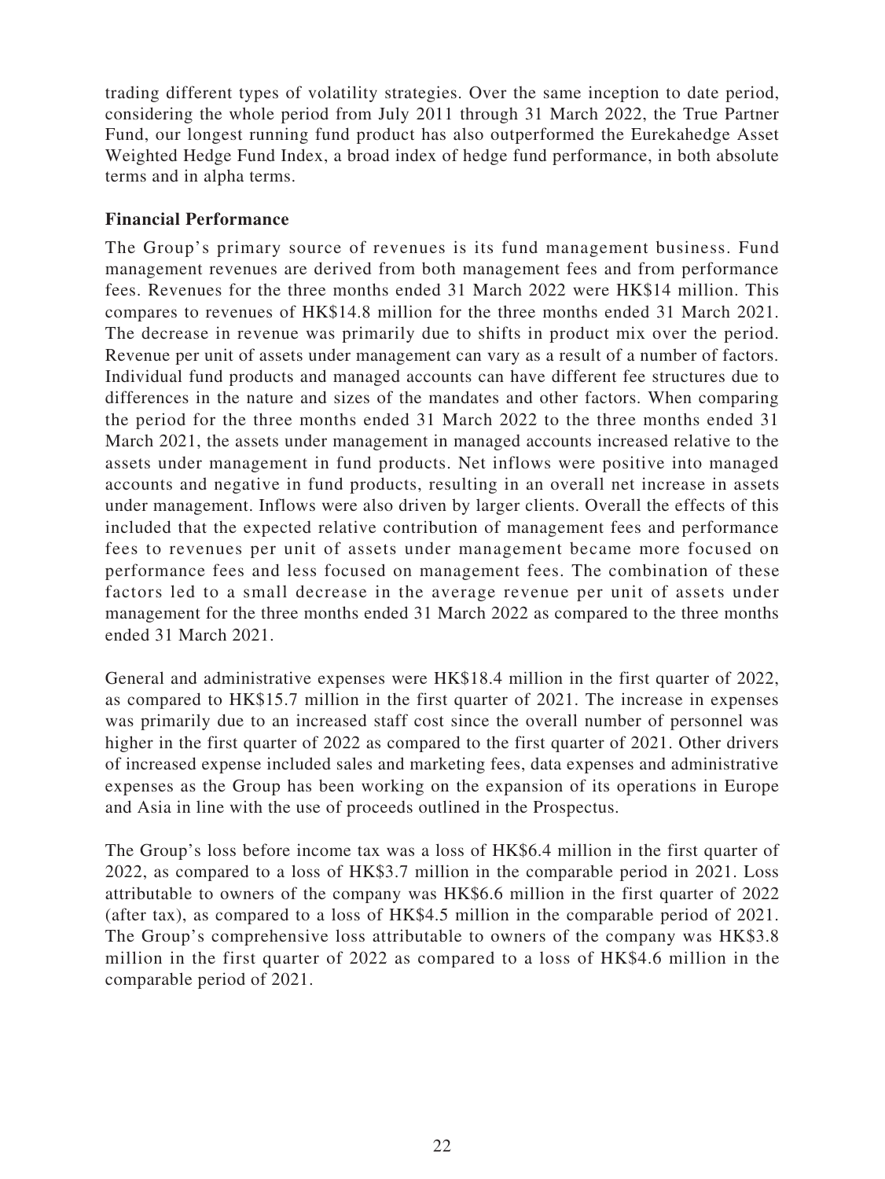trading different types of volatility strategies. Over the same inception to date period, considering the whole period from July 2011 through 31 March 2022, the True Partner Fund, our longest running fund product has also outperformed the Eurekahedge Asset Weighted Hedge Fund Index, a broad index of hedge fund performance, in both absolute terms and in alpha terms.

## Financial Performance

The Group's primary source of revenues is its fund management business. Fund management revenues are derived from both management fees and from performance fees. Revenues for the three months ended 31 March 2022 were HK$14 million. This compares to revenues of HK$14.8 million for the three months ended 31 March 2021. The decrease in revenue was primarily due to shifts in product mix over the period. Revenue per unit of assets under management can vary as a result of a number of factors. Individual fund products and managed accounts can have different fee structures due to differences in the nature and sizes of the mandates and other factors. When comparing the period for the three months ended 31 March 2022 to the three months ended 31 March 2021, the assets under management in managed accounts increased relative to the assets under management in fund products. Net inflows were positive into managed accounts and negative in fund products, resulting in an overall net increase in assets under management. Inflows were also driven by larger clients. Overall the effects of this included that the expected relative contribution of management fees and performance fees to revenues per unit of assets under management became more focused on performance fees and less focused on management fees. The combination of these factors led to a small decrease in the average revenue per unit of assets under management for the three months ended 31 March 2022 as compared to the three months ended 31 March 2021.

General and administrative expenses were HK$18.4 million in the first quarter of 2022, as compared to HK$15.7 million in the first quarter of 2021. The increase in expenses was primarily due to an increased staff cost since the overall number of personnel was higher in the first quarter of 2022 as compared to the first quarter of 2021. Other drivers of increased expense included sales and marketing fees, data expenses and administrative expenses as the Group has been working on the expansion of its operations in Europe and Asia in line with the use of proceeds outlined in the Prospectus.

The Group's loss before income tax was a loss of HK$6.4 million in the first quarter of 2022, as compared to a loss of HK$3.7 million in the comparable period in 2021. Loss attributable to owners of the company was HK$6.6 million in the first quarter of 2022 (after tax), as compared to a loss of HK$4.5 million in the comparable period of 2021. The Group's comprehensive loss attributable to owners of the company was HK$3.8 million in the first quarter of 2022 as compared to a loss of HK$4.6 million in the comparable period of 2021.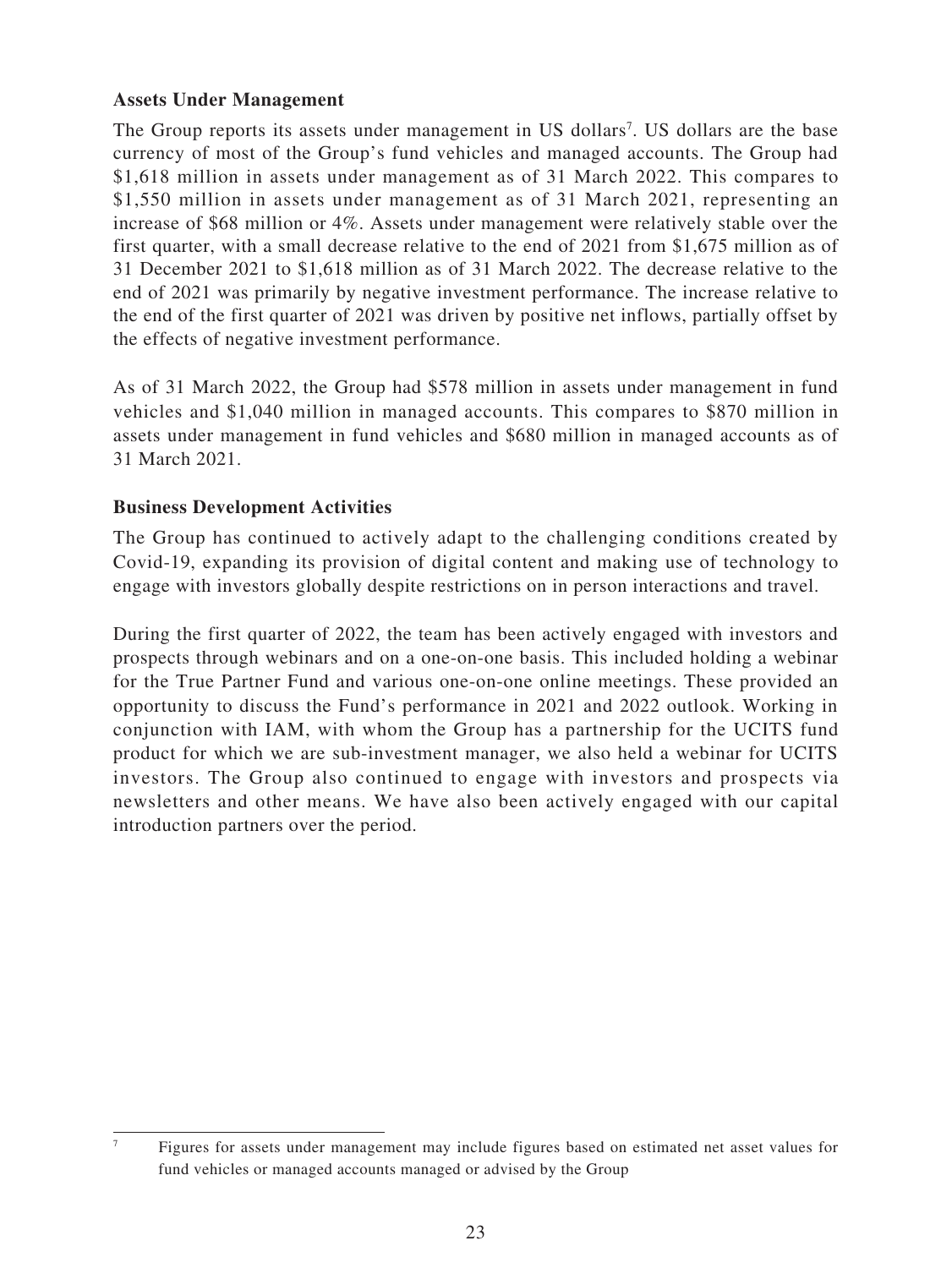## Assets Under Management

The Group reports its assets under management in US dollars[7]. US dollars are the base currency of most of the Group's fund vehicles and managed accounts. The Group had $1,618 million in assets under management as of 31 March 2022. This compares to $1,550 million in assets under management as of 31 March 2021, representing an increase of $68 million or 4%. Assets under management were relatively stable over the first quarter, with a small decrease relative to the end of 2021 from $1,675 million as of 31 December 2021 to $1,618 million as of 31 March 2022. The decrease relative to the end of 2021 was primarily by negative investment performance. The increase relative to the end of the first quarter of 2021 was driven by positive net inflows, partially offset by the effects of negative investment performance.

As of 31 March 2022, the Group had $578 million in assets under management in fund vehicles and $1,040 million in managed accounts. This compares to $870 million in assets under management in fund vehicles and $680 million in managed accounts as of 31 March 2021.

## Business Development Activities

The Group has continued to actively adapt to the challenging conditions created by Covid-19, expanding its provision of digital content and making use of technology to engage with investors globally despite restrictions on in person interactions and travel.

During the first quarter of 2022, the team has been actively engaged with investors and prospects through webinars and on a one-on-one basis. This included holding a webinar for the True Partner Fund and various one-on-one online meetings. These provided an opportunity to discuss the Fund's performance in 2021 and 2022 outlook. Working in conjunction with IAM, with whom the Group has a partnership for the UCITS fund product for which we are sub-investment manager, we also held a webinar for UCITS investors. The Group also continued to engage with investors and prospects via newsletters and other means. We have also been actively engaged with our capital introduction partners over the period.

---

[7] Figures for assets under management may include figures based on estimated net asset values for fund vehicles or managed accounts managed or advised by the Group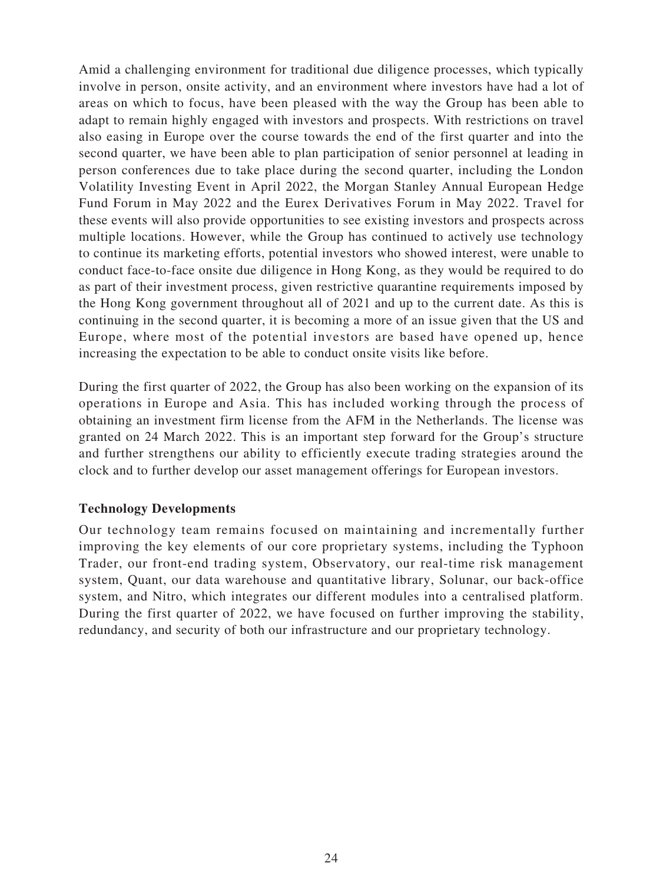Amid a challenging environment for traditional due diligence processes, which typically involve in person, onsite activity, and an environment where investors have had a lot of areas on which to focus, have been pleased with the way the Group has been able to adapt to remain highly engaged with investors and prospects. With restrictions on travel also easing in Europe over the course towards the end of the first quarter and into the second quarter, we have been able to plan participation of senior personnel at leading in person conferences due to take place during the second quarter, including the London Volatility Investing Event in April 2022, the Morgan Stanley Annual European Hedge Fund Forum in May 2022 and the Eurex Derivatives Forum in May 2022. Travel for these events will also provide opportunities to see existing investors and prospects across multiple locations. However, while the Group has continued to actively use technology to continue its marketing efforts, potential investors who showed interest, were unable to conduct face-to-face onsite due diligence in Hong Kong, as they would be required to do as part of their investment process, given restrictive quarantine requirements imposed by the Hong Kong government throughout all of 2021 and up to the current date. As this is continuing in the second quarter, it is becoming a more of an issue given that the US and Europe, where most of the potential investors are based have opened up, hence increasing the expectation to be able to conduct onsite visits like before.

During the first quarter of 2022, the Group has also been working on the expansion of its operations in Europe and Asia. This has included working through the process of obtaining an investment firm license from the AFM in the Netherlands. The license was granted on 24 March 2022. This is an important step forward for the Group's structure and further strengthens our ability to efficiently execute trading strategies around the clock and to further develop our asset management offerings for European investors.

**Technology Developments**

Our technology team remains focused on maintaining and incrementally further improving the key elements of our core proprietary systems, including the Typhoon Trader, our front-end trading system, Observatory, our real-time risk management system, Quant, our data warehouse and quantitative library, Solunar, our back-office system, and Nitro, which integrates our different modules into a centralised platform. During the first quarter of 2022, we have focused on further improving the stability, redundancy, and security of both our infrastructure and our proprietary technology.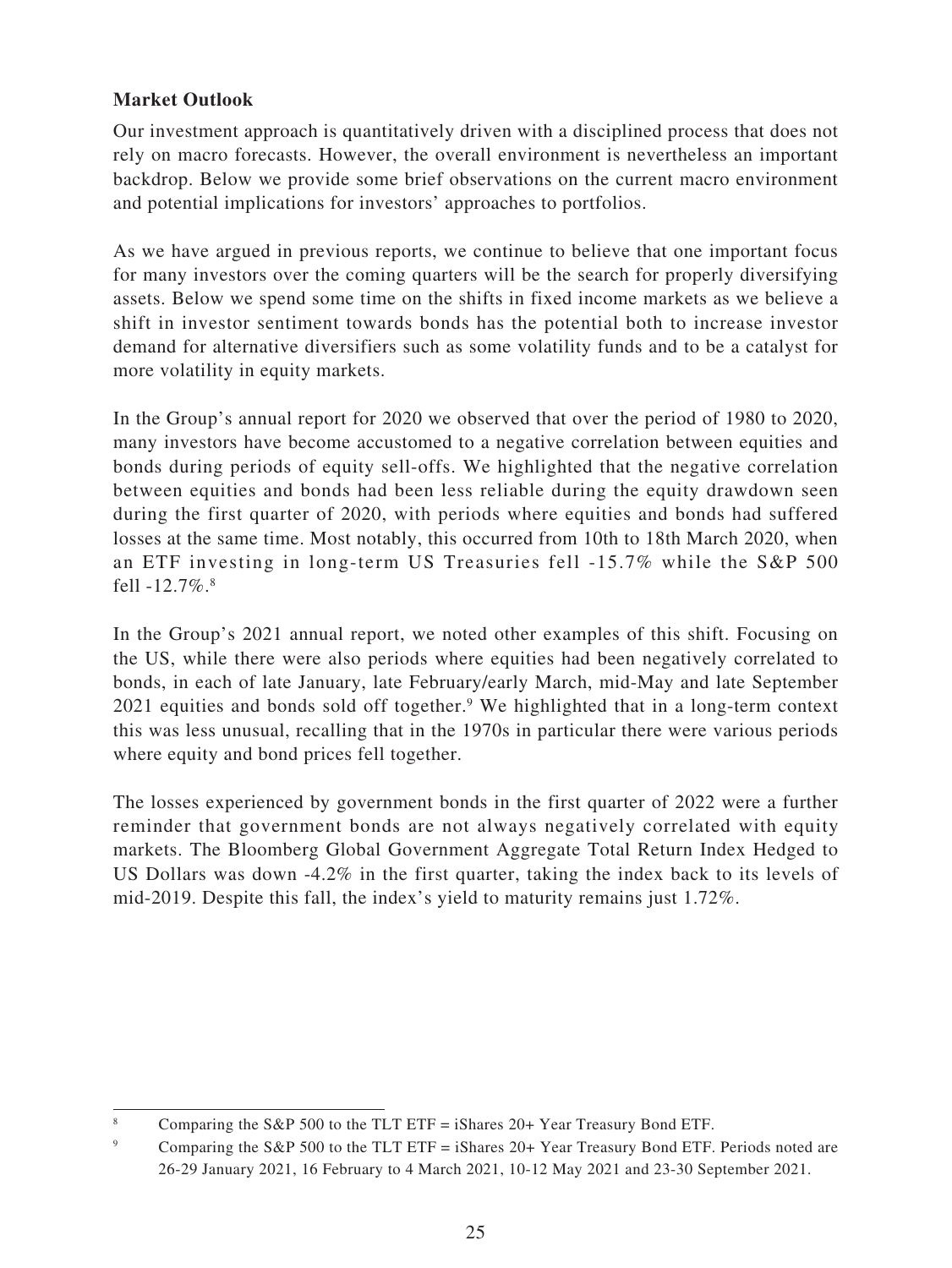**Market Outlook**

Our investment approach is quantitatively driven with a disciplined process that does not rely on macro forecasts. However, the overall environment is nevertheless an important backdrop. Below we provide some brief observations on the current macro environment and potential implications for investors' approaches to portfolios.

As we have argued in previous reports, we continue to believe that one important focus for many investors over the coming quarters will be the search for properly diversifying assets. Below we spend some time on the shifts in fixed income markets as we believe a shift in investor sentiment towards bonds has the potential both to increase investor demand for alternative diversifiers such as some volatility funds and to be a catalyst for more volatility in equity markets.

In the Group's annual report for 2020 we observed that over the period of 1980 to 2020, many investors have become accustomed to a negative correlation between equities and bonds during periods of equity sell-offs. We highlighted that the negative correlation between equities and bonds had been less reliable during the equity drawdown seen during the first quarter of 2020, with periods where equities and bonds had suffered losses at the same time. Most notably, this occurred from 10th to 18th March 2020, when an ETF investing in long-term US Treasuries fell -15.7% while the S&P 500 fell -12.7%.[8]

In the Group's 2021 annual report, we noted other examples of this shift. Focusing on the US, while there were also periods where equities had been negatively correlated to bonds, in each of late January, late February/early March, mid-May and late September 2021 equities and bonds sold off together.[9] We highlighted that in a long-term context this was less unusual, recalling that in the 1970s in particular there were various periods where equity and bond prices fell together.

The losses experienced by government bonds in the first quarter of 2022 were a further reminder that government bonds are not always negatively correlated with equity markets. The Bloomberg Global Government Aggregate Total Return Index Hedged to US Dollars was down -4.2% in the first quarter, taking the index back to its levels of mid-2019. Despite this fall, the index's yield to maturity remains just 1.72%.

---

[8] Comparing the S&P 500 to the TLT ETF = iShares 20+ Year Treasury Bond ETF.

[9] Comparing the S&P 500 to the TLT ETF = iShares 20+ Year Treasury Bond ETF. Periods noted are 26-29 January 2021, 16 February to 4 March 2021, 10-12 May 2021 and 23-30 September 2021.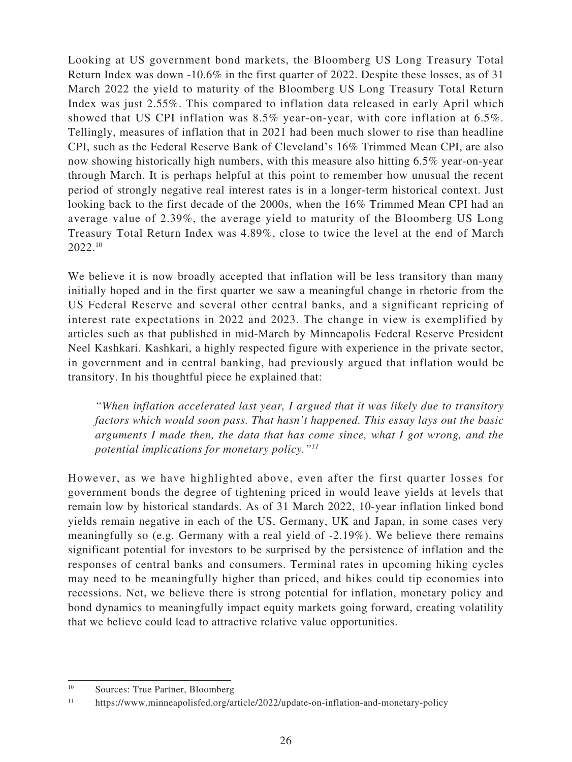Looking at US government bond markets, the Bloomberg US Long Treasury Total Return Index was down -10.6% in the first quarter of 2022. Despite these losses, as of 31 March 2022 the yield to maturity of the Bloomberg US Long Treasury Total Return Index was just 2.55%. This compared to inflation data released in early April which showed that US CPI inflation was 8.5% year-on-year, with core inflation at 6.5%. Tellingly, measures of inflation that in 2021 had been much slower to rise than headline CPI, such as the Federal Reserve Bank of Cleveland's 16% Trimmed Mean CPI, are also now showing historically high numbers, with this measure also hitting 6.5% year-on-year through March. It is perhaps helpful at this point to remember how unusual the recent period of strongly negative real interest rates is in a longer-term historical context. Just looking back to the first decade of the 2000s, when the 16% Trimmed Mean CPI had an average value of 2.39%, the average yield to maturity of the Bloomberg US Long Treasury Total Return Index was 4.89%, close to twice the level at the end of March 2022.[10]

We believe it is now broadly accepted that inflation will be less transitory than many initially hoped and in the first quarter we saw a meaningful change in rhetoric from the US Federal Reserve and several other central banks, and a significant repricing of interest rate expectations in 2022 and 2023. The change in view is exemplified by articles such as that published in mid-March by Minneapolis Federal Reserve President Neel Kashkari. Kashkari, a highly respected figure with experience in the private sector, in government and in central banking, had previously argued that inflation would be transitory. In his thoughtful piece he explained that:

> *"When inflation accelerated last year, I argued that it was likely due to transitory factors which would soon pass. That hasn't happened. This essay lays out the basic arguments I made then, the data that has come since, what I got wrong, and the potential implications for monetary policy."*[11]

However, as we have highlighted above, even after the first quarter losses for government bonds the degree of tightening priced in would leave yields at levels that remain low by historical standards. As of 31 March 2022, 10-year inflation linked bond yields remain negative in each of the US, Germany, UK and Japan, in some cases very meaningfully so (e.g. Germany with a real yield of -2.19%). We believe there remains significant potential for investors to be surprised by the persistence of inflation and the responses of central banks and consumers. Terminal rates in upcoming hiking cycles may need to be meaningfully higher than priced, and hikes could tip economies into recessions. Net, we believe there is strong potential for inflation, monetary policy and bond dynamics to meaningfully impact equity markets going forward, creating volatility that we believe could lead to attractive relative value opportunities.

---

[10] Sources: True Partner, Bloomberg

[11] https://www.minneapolisfed.org/article/2022/update-on-inflation-and-monetary-policy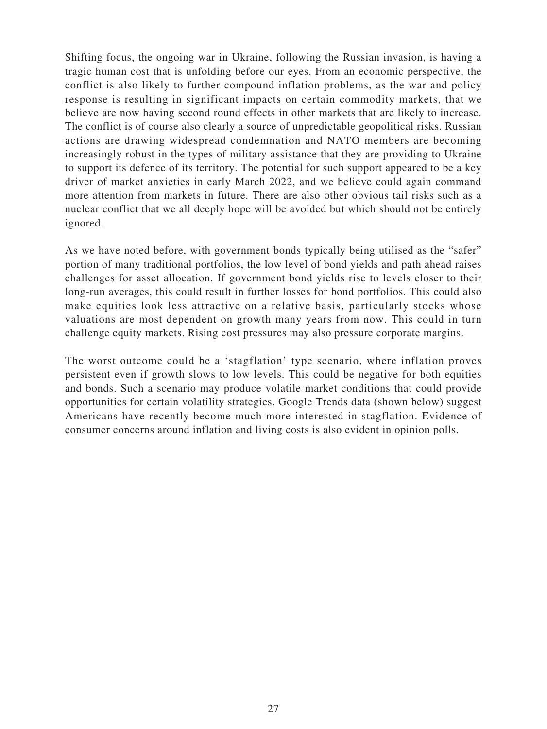Shifting focus, the ongoing war in Ukraine, following the Russian invasion, is having a tragic human cost that is unfolding before our eyes. From an economic perspective, the conflict is also likely to further compound inflation problems, as the war and policy response is resulting in significant impacts on certain commodity markets, that we believe are now having second round effects in other markets that are likely to increase. The conflict is of course also clearly a source of unpredictable geopolitical risks. Russian actions are drawing widespread condemnation and NATO members are becoming increasingly robust in the types of military assistance that they are providing to Ukraine to support its defence of its territory. The potential for such support appeared to be a key driver of market anxieties in early March 2022, and we believe could again command more attention from markets in future. There are also other obvious tail risks such as a nuclear conflict that we all deeply hope will be avoided but which should not be entirely ignored.

As we have noted before, with government bonds typically being utilised as the "safer" portion of many traditional portfolios, the low level of bond yields and path ahead raises challenges for asset allocation. If government bond yields rise to levels closer to their long-run averages, this could result in further losses for bond portfolios. This could also make equities look less attractive on a relative basis, particularly stocks whose valuations are most dependent on growth many years from now. This could in turn challenge equity markets. Rising cost pressures may also pressure corporate margins.

The worst outcome could be a 'stagflation' type scenario, where inflation proves persistent even if growth slows to low levels. This could be negative for both equities and bonds. Such a scenario may produce volatile market conditions that could provide opportunities for certain volatility strategies. Google Trends data (shown below) suggest Americans have recently become much more interested in stagflation. Evidence of consumer concerns around inflation and living costs is also evident in opinion polls.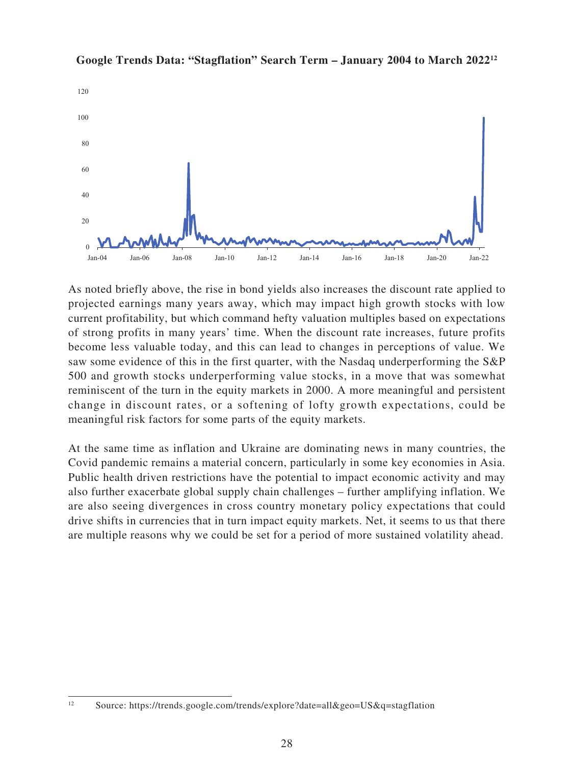**Google Trends Data: "Stagflation" Search Term – January 2004 to March 2022[12]**

As noted briefly above, the rise in bond yields also increases the discount rate applied to projected earnings many years away, which may impact high growth stocks with low current profitability, but which command hefty valuation multiples based on expectations of strong profits in many years' time. When the discount rate increases, future profits become less valuable today, and this can lead to changes in perceptions of value. We saw some evidence of this in the first quarter, with the Nasdaq underperforming the S&P 500 and growth stocks underperforming value stocks, in a move that was somewhat reminiscent of the turn in the equity markets in 2000. A more meaningful and persistent change in discount rates, or a softening of lofty growth expectations, could be meaningful risk factors for some parts of the equity markets.

At the same time as inflation and Ukraine are dominating news in many countries, the Covid pandemic remains a material concern, particularly in some key economies in Asia. Public health driven restrictions have the potential to impact economic activity and may also further exacerbate global supply chain challenges – further amplifying inflation. We are also seeing divergences in cross country monetary policy expectations that could drive shifts in currencies that in turn impact equity markets. Net, it seems to us that there are multiple reasons why we could be set for a period of more sustained volatility ahead.

[12] Source: https://trends.google.com/trends/explore?date=all&geo=US&q=stagflation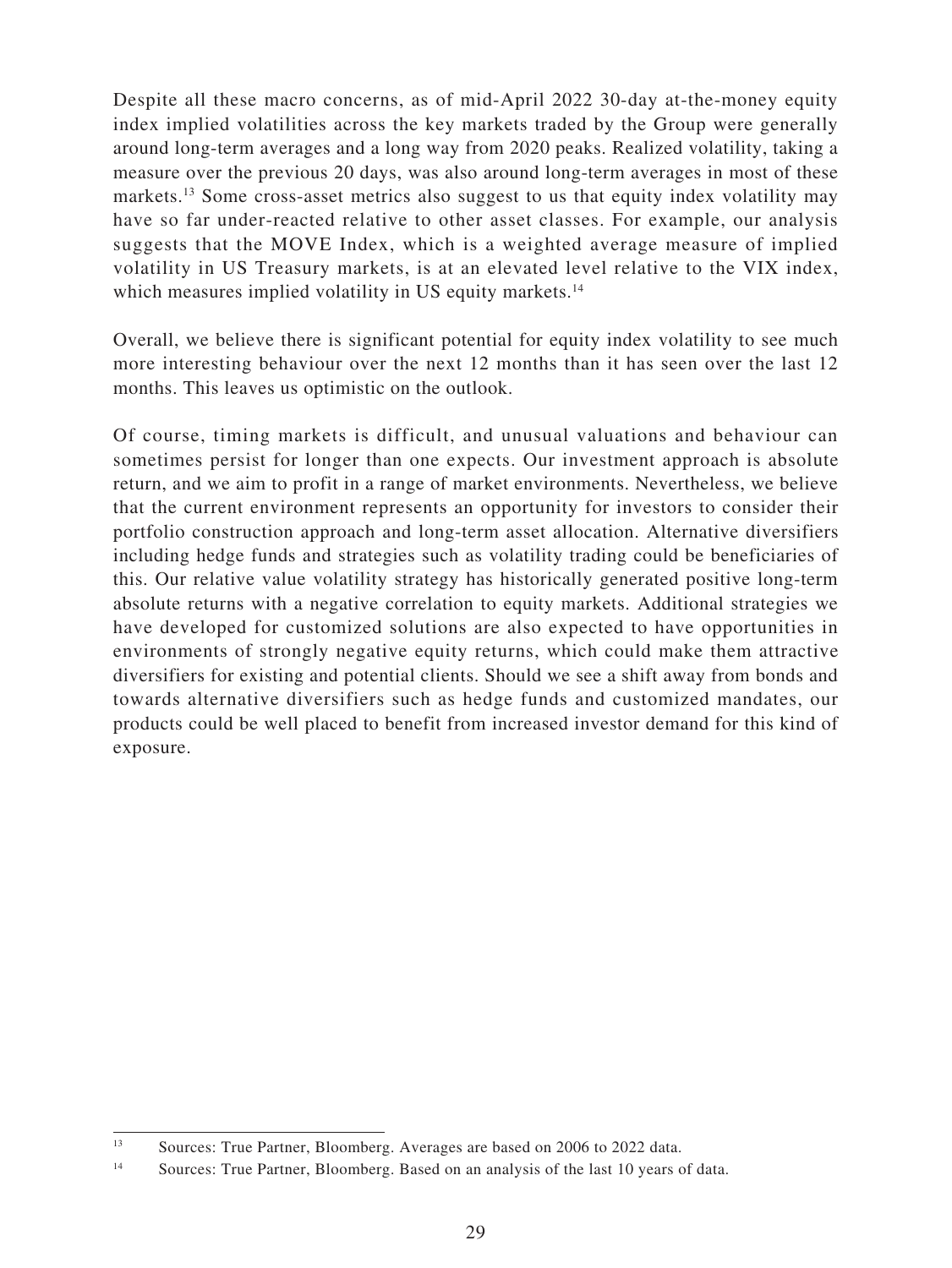Despite all these macro concerns, as of mid-April 2022 30-day at-the-money equity index implied volatilities across the key markets traded by the Group were generally around long-term averages and a long way from 2020 peaks. Realized volatility, taking a measure over the previous 20 days, was also around long-term averages in most of these markets.[13] Some cross-asset metrics also suggest to us that equity index volatility may have so far under-reacted relative to other asset classes. For example, our analysis suggests that the MOVE Index, which is a weighted average measure of implied volatility in US Treasury markets, is at an elevated level relative to the VIX index, which measures implied volatility in US equity markets.[14]

Overall, we believe there is significant potential for equity index volatility to see much more interesting behaviour over the next 12 months than it has seen over the last 12 months. This leaves us optimistic on the outlook.

Of course, timing markets is difficult, and unusual valuations and behaviour can sometimes persist for longer than one expects. Our investment approach is absolute return, and we aim to profit in a range of market environments. Nevertheless, we believe that the current environment represents an opportunity for investors to consider their portfolio construction approach and long-term asset allocation. Alternative diversifiers including hedge funds and strategies such as volatility trading could be beneficiaries of this. Our relative value volatility strategy has historically generated positive long-term absolute returns with a negative correlation to equity markets. Additional strategies we have developed for customized solutions are also expected to have opportunities in environments of strongly negative equity returns, which could make them attractive diversifiers for existing and potential clients. Should we see a shift away from bonds and towards alternative diversifiers such as hedge funds and customized mandates, our products could be well placed to benefit from increased investor demand for this kind of exposure.

---

[13] Sources: True Partner, Bloomberg. Averages are based on 2006 to 2022 data.

[14] Sources: True Partner, Bloomberg. Based on an analysis of the last 10 years of data.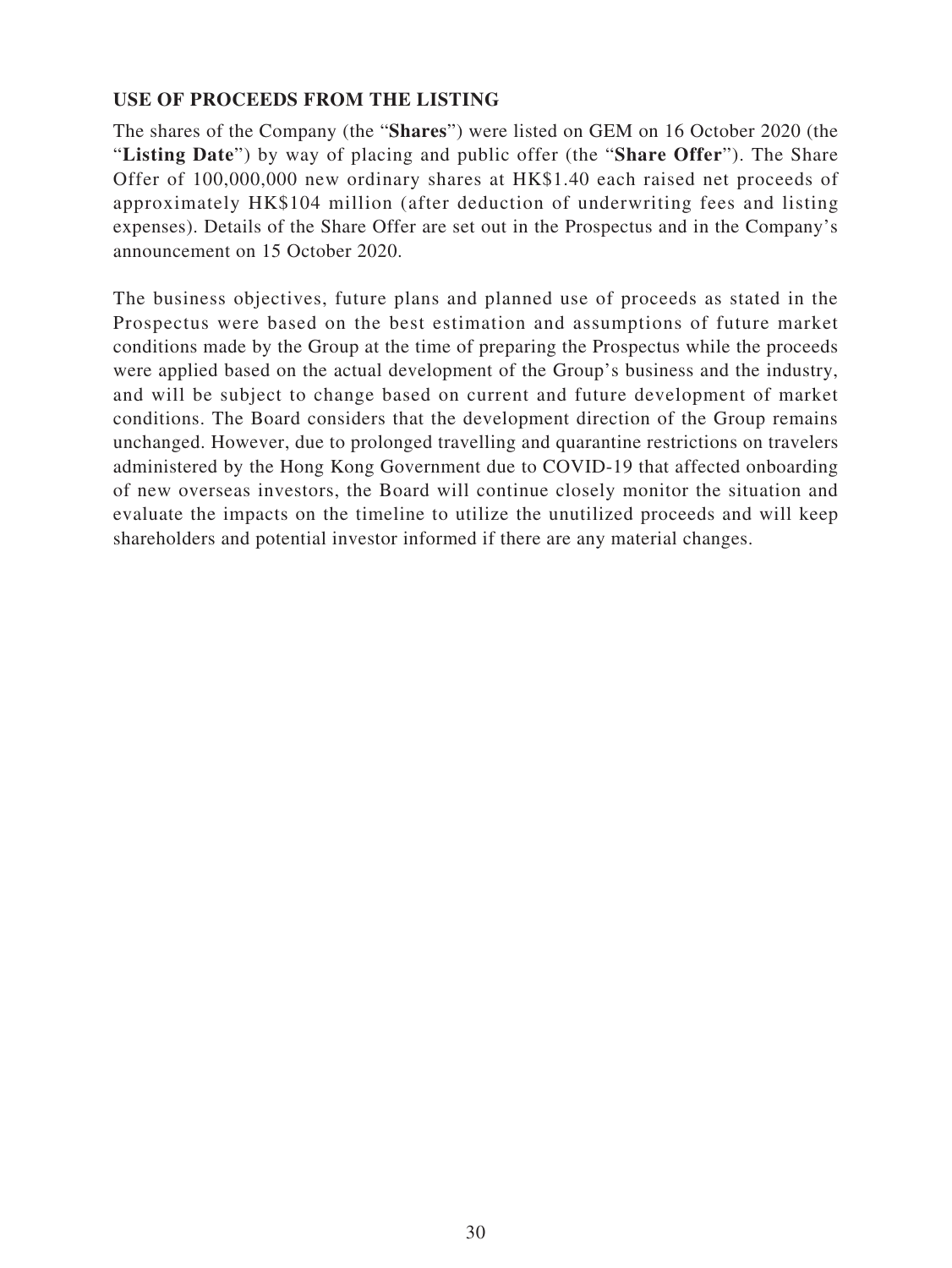**USE OF PROCEEDS FROM THE LISTING**

The shares of the Company (the "**Shares**") were listed on GEM on 16 October 2020 (the "**Listing Date**") by way of placing and public offer (the "**Share Offer**"). The Share Offer of 100,000,000 new ordinary shares at HK$1.40 each raised net proceeds of approximately HK$104 million (after deduction of underwriting fees and listing expenses). Details of the Share Offer are set out in the Prospectus and in the Company's announcement on 15 October 2020.

The business objectives, future plans and planned use of proceeds as stated in the Prospectus were based on the best estimation and assumptions of future market conditions made by the Group at the time of preparing the Prospectus while the proceeds were applied based on the actual development of the Group's business and the industry, and will be subject to change based on current and future development of market conditions. The Board considers that the development direction of the Group remains unchanged. However, due to prolonged travelling and quarantine restrictions on travelers administered by the Hong Kong Government due to COVID-19 that affected onboarding of new overseas investors, the Board will continue closely monitor the situation and evaluate the impacts on the timeline to utilize the unutilized proceeds and will keep shareholders and potential investor informed if there are any material changes.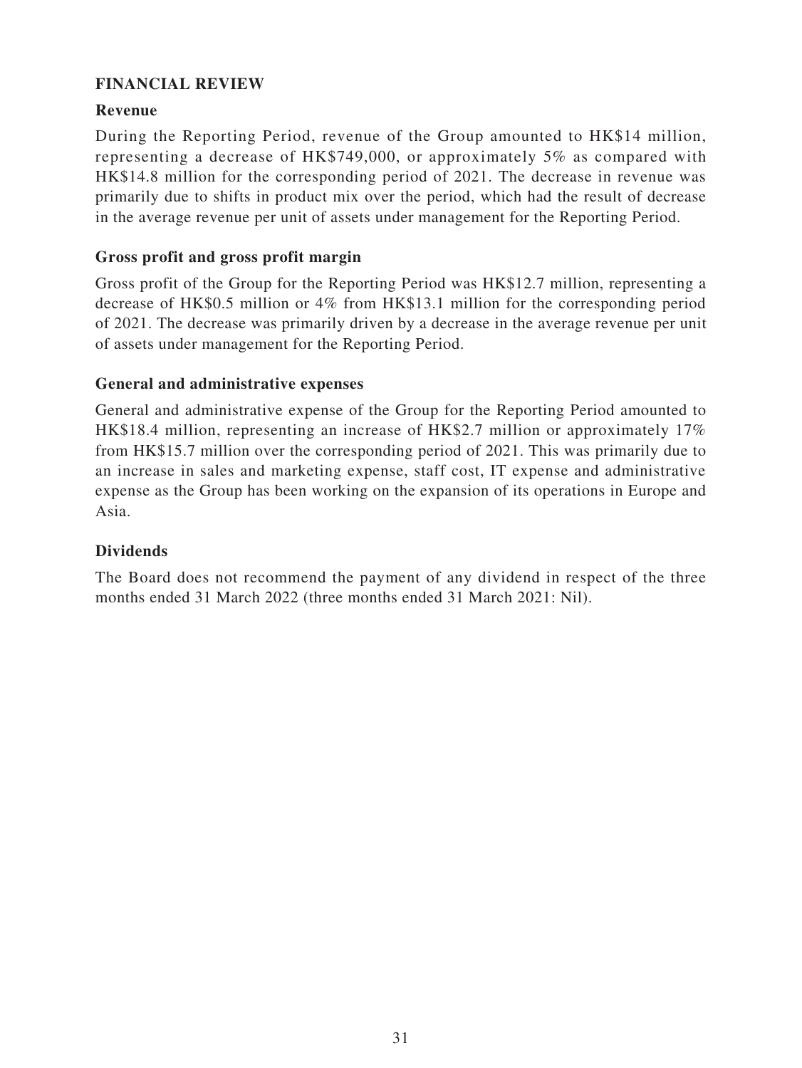## FINANCIAL REVIEW

### Revenue

During the Reporting Period, revenue of the Group amounted to HK$14 million, representing a decrease of HK$749,000, or approximately 5% as compared with HK$14.8 million for the corresponding period of 2021. The decrease in revenue was primarily due to shifts in product mix over the period, which had the result of decrease in the average revenue per unit of assets under management for the Reporting Period.

### Gross profit and gross profit margin

Gross profit of the Group for the Reporting Period was HK$12.7 million, representing a decrease of HK$0.5 million or 4% from HK$13.1 million for the corresponding period of 2021. The decrease was primarily driven by a decrease in the average revenue per unit of assets under management for the Reporting Period.

### General and administrative expenses

General and administrative expense of the Group for the Reporting Period amounted to HK$18.4 million, representing an increase of HK$2.7 million or approximately 17% from HK$15.7 million over the corresponding period of 2021. This was primarily due to an increase in sales and marketing expense, staff cost, IT expense and administrative expense as the Group has been working on the expansion of its operations in Europe and Asia.

### Dividends

The Board does not recommend the payment of any dividend in respect of the three months ended 31 March 2022 (three months ended 31 March 2021: Nil).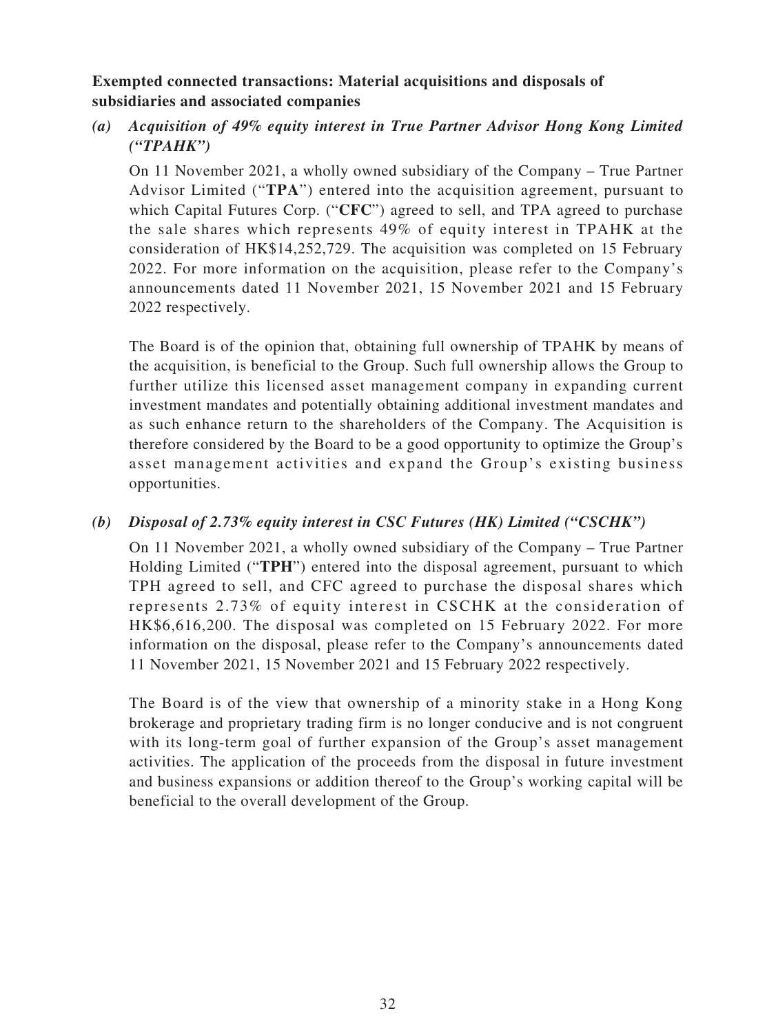**Exempted connected transactions: Material acquisitions and disposals of subsidiaries and associated companies**

*(a) Acquisition of 49% equity interest in True Partner Advisor Hong Kong Limited ("TPAHK")*

On 11 November 2021, a wholly owned subsidiary of the Company – True Partner Advisor Limited ("**TPA**") entered into the acquisition agreement, pursuant to which Capital Futures Corp. ("**CFC**") agreed to sell, and TPA agreed to purchase the sale shares which represents 49% of equity interest in TPAHK at the consideration of HK$14,252,729. The acquisition was completed on 15 February 2022. For more information on the acquisition, please refer to the Company's announcements dated 11 November 2021, 15 November 2021 and 15 February 2022 respectively.

The Board is of the opinion that, obtaining full ownership of TPAHK by means of the acquisition, is beneficial to the Group. Such full ownership allows the Group to further utilize this licensed asset management company in expanding current investment mandates and potentially obtaining additional investment mandates and as such enhance return to the shareholders of the Company. The Acquisition is therefore considered by the Board to be a good opportunity to optimize the Group's asset management activities and expand the Group's existing business opportunities.

*(b) Disposal of 2.73% equity interest in CSC Futures (HK) Limited ("CSCHK")*

On 11 November 2021, a wholly owned subsidiary of the Company – True Partner Holding Limited ("**TPH**") entered into the disposal agreement, pursuant to which TPH agreed to sell, and CFC agreed to purchase the disposal shares which represents 2.73% of equity interest in CSCHK at the consideration of HK$6,616,200. The disposal was completed on 15 February 2022. For more information on the disposal, please refer to the Company's announcements dated 11 November 2021, 15 November 2021 and 15 February 2022 respectively.

The Board is of the view that ownership of a minority stake in a Hong Kong brokerage and proprietary trading firm is no longer conducive and is not congruent with its long-term goal of further expansion of the Group's asset management activities. The application of the proceeds from the disposal in future investment and business expansions or addition thereof to the Group's working capital will be beneficial to the overall development of the Group.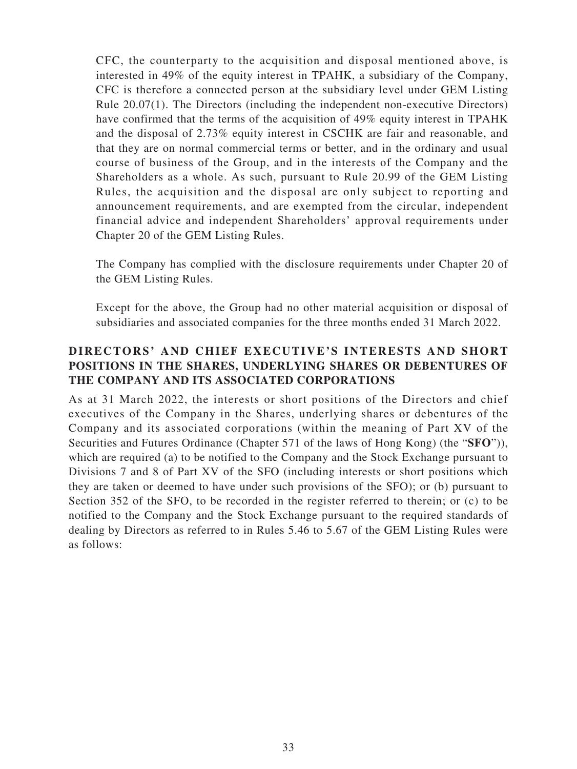CFC, the counterparty to the acquisition and disposal mentioned above, is interested in 49% of the equity interest in TPAHK, a subsidiary of the Company, CFC is therefore a connected person at the subsidiary level under GEM Listing Rule 20.07(1). The Directors (including the independent non-executive Directors) have confirmed that the terms of the acquisition of 49% equity interest in TPAHK and the disposal of 2.73% equity interest in CSCHK are fair and reasonable, and that they are on normal commercial terms or better, and in the ordinary and usual course of business of the Group, and in the interests of the Company and the Shareholders as a whole. As such, pursuant to Rule 20.99 of the GEM Listing Rules, the acquisition and the disposal are only subject to reporting and announcement requirements, and are exempted from the circular, independent financial advice and independent Shareholders' approval requirements under Chapter 20 of the GEM Listing Rules.

The Company has complied with the disclosure requirements under Chapter 20 of the GEM Listing Rules.

Except for the above, the Group had no other material acquisition or disposal of subsidiaries and associated companies for the three months ended 31 March 2022.

## DIRECTORS' AND CHIEF EXECUTIVE'S INTERESTS AND SHORT POSITIONS IN THE SHARES, UNDERLYING SHARES OR DEBENTURES OF THE COMPANY AND ITS ASSOCIATED CORPORATIONS

As at 31 March 2022, the interests or short positions of the Directors and chief executives of the Company in the Shares, underlying shares or debentures of the Company and its associated corporations (within the meaning of Part XV of the Securities and Futures Ordinance (Chapter 571 of the laws of Hong Kong) (the "**SFO**")), which are required (a) to be notified to the Company and the Stock Exchange pursuant to Divisions 7 and 8 of Part XV of the SFO (including interests or short positions which they are taken or deemed to have under such provisions of the SFO); or (b) pursuant to Section 352 of the SFO, to be recorded in the register referred to therein; or (c) to be notified to the Company and the Stock Exchange pursuant to the required standards of dealing by Directors as referred to in Rules 5.46 to 5.67 of the GEM Listing Rules were as follows: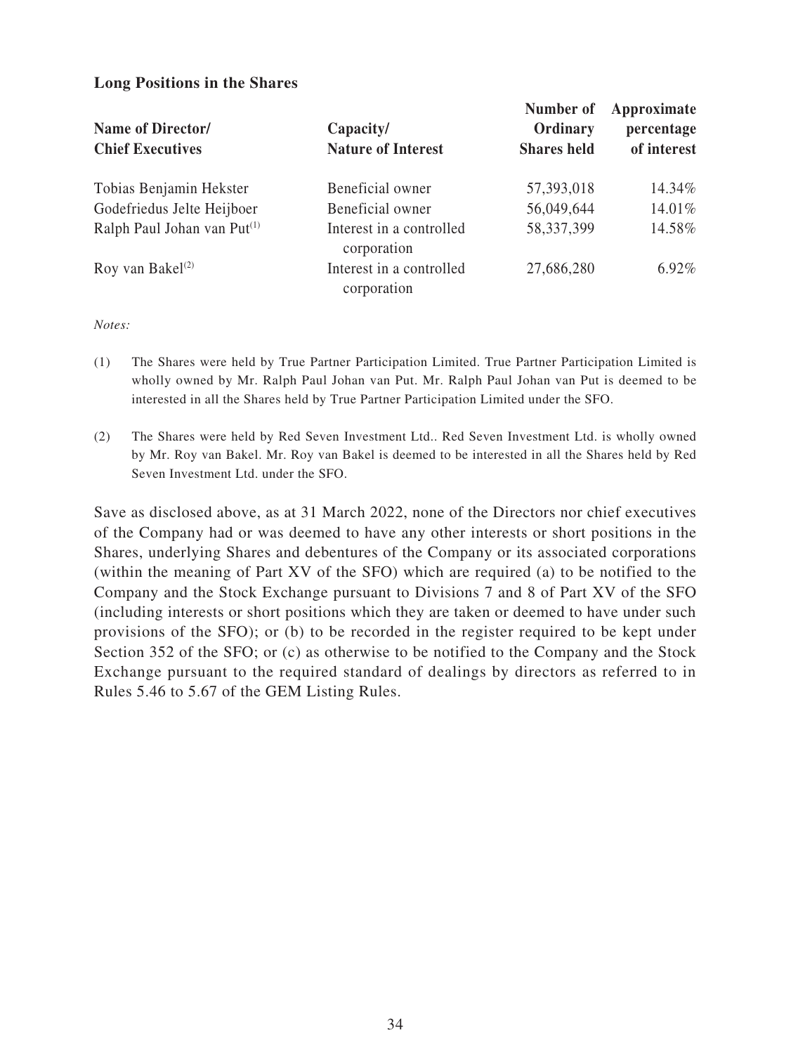**Long Positions in the Shares**

| Name of Director/ Chief Executives | Capacity/ Nature of Interest | Number of Ordinary Shares held | Approximate percentage of interest |
|---|---|---|---|
| Tobias Benjamin Hekster | Beneficial owner | 57,393,018 | 14.34% |
| Godefriedus Jelte Heijboer | Beneficial owner | 56,049,644 | 14.01% |
| Ralph Paul Johan van Put[(1)] | Interest in a controlled corporation | 58,337,399 | 14.58% |
| Roy van Bakel[(2)] | Interest in a controlled corporation | 27,686,280 | 6.92% |

*Notes:*

(1) The Shares were held by True Partner Participation Limited. True Partner Participation Limited is wholly owned by Mr. Ralph Paul Johan van Put. Mr. Ralph Paul Johan van Put is deemed to be interested in all the Shares held by True Partner Participation Limited under the SFO.

(2) The Shares were held by Red Seven Investment Ltd.. Red Seven Investment Ltd. is wholly owned by Mr. Roy van Bakel. Mr. Roy van Bakel is deemed to be interested in all the Shares held by Red Seven Investment Ltd. under the SFO.

Save as disclosed above, as at 31 March 2022, none of the Directors nor chief executives of the Company had or was deemed to have any other interests or short positions in the Shares, underlying Shares and debentures of the Company or its associated corporations (within the meaning of Part XV of the SFO) which are required (a) to be notified to the Company and the Stock Exchange pursuant to Divisions 7 and 8 of Part XV of the SFO (including interests or short positions which they are taken or deemed to have under such provisions of the SFO); or (b) to be recorded in the register required to be kept under Section 352 of the SFO; or (c) as otherwise to be notified to the Company and the Stock Exchange pursuant to the required standard of dealings by directors as referred to in Rules 5.46 to 5.67 of the GEM Listing Rules.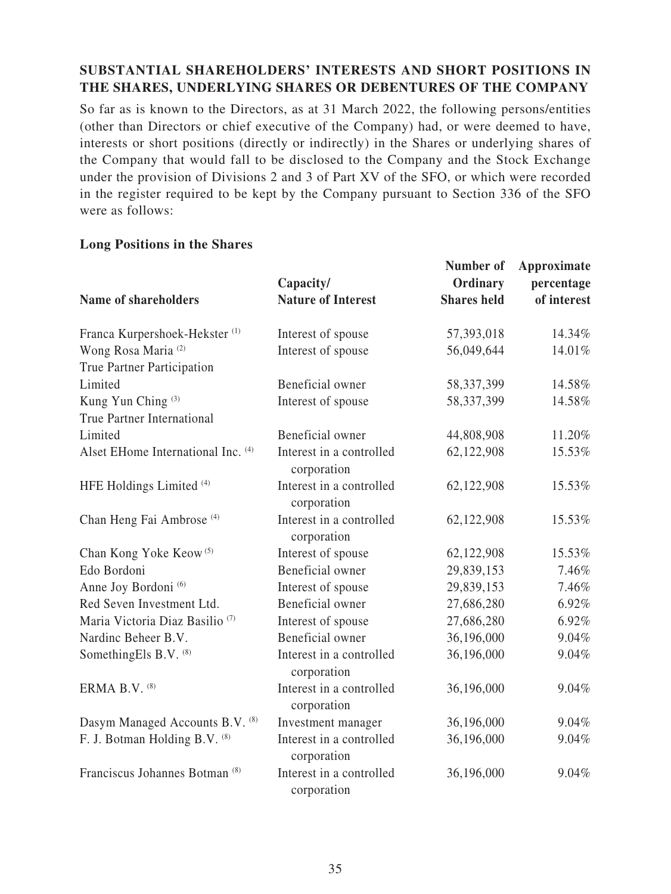## SUBSTANTIAL SHAREHOLDERS' INTERESTS AND SHORT POSITIONS IN THE SHARES, UNDERLYING SHARES OR DEBENTURES OF THE COMPANY

So far as is known to the Directors, as at 31 March 2022, the following persons/entities (other than Directors or chief executive of the Company) had, or were deemed to have, interests or short positions (directly or indirectly) in the Shares or underlying shares of the Company that would fall to be disclosed to the Company and the Stock Exchange under the provision of Divisions 2 and 3 of Part XV of the SFO, or which were recorded in the register required to be kept by the Company pursuant to Section 336 of the SFO were as follows:

### Long Positions in the Shares

| Name of shareholders | Capacity/ Nature of Interest | Number of Ordinary Shares held | Approximate percentage of interest |
|---|---|---|---|
| Franca Kurpershoek-Hekster [(1)] | Interest of spouse | 57,393,018 | 14.34% |
| Wong Rosa Maria [(2)] | Interest of spouse | 56,049,644 | 14.01% |
| True Partner Participation Limited | Beneficial owner | 58,337,399 | 14.58% |
| Kung Yun Ching [(3)] | Interest of spouse | 58,337,399 | 14.58% |
| True Partner International Limited | Beneficial owner | 44,808,908 | 11.20% |
| Alset EHome International Inc. [(4)] | Interest in a controlled corporation | 62,122,908 | 15.53% |
| HFE Holdings Limited [(4)] | Interest in a controlled corporation | 62,122,908 | 15.53% |
| Chan Heng Fai Ambrose [(4)] | Interest in a controlled corporation | 62,122,908 | 15.53% |
| Chan Kong Yoke Keow [(5)] | Interest of spouse | 62,122,908 | 15.53% |
| Edo Bordoni | Beneficial owner | 29,839,153 | 7.46% |
| Anne Joy Bordoni [(6)] | Interest of spouse | 29,839,153 | 7.46% |
| Red Seven Investment Ltd. | Beneficial owner | 27,686,280 | 6.92% |
| Maria Victoria Diaz Basilio [(7)] | Interest of spouse | 27,686,280 | 6.92% |
| Nardinc Beheer B.V. | Beneficial owner | 36,196,000 | 9.04% |
| SomethingEls B.V. [(8)] | Interest in a controlled corporation | 36,196,000 | 9.04% |
| ERMA B.V. [(8)] | Interest in a controlled corporation | 36,196,000 | 9.04% |
| Dasym Managed Accounts B.V. [(8)] | Investment manager | 36,196,000 | 9.04% |
| F. J. Botman Holding B.V. [(8)] | Interest in a controlled corporation | 36,196,000 | 9.04% |
| Franciscus Johannes Botman [(8)] | Interest in a controlled corporation | 36,196,000 | 9.04% |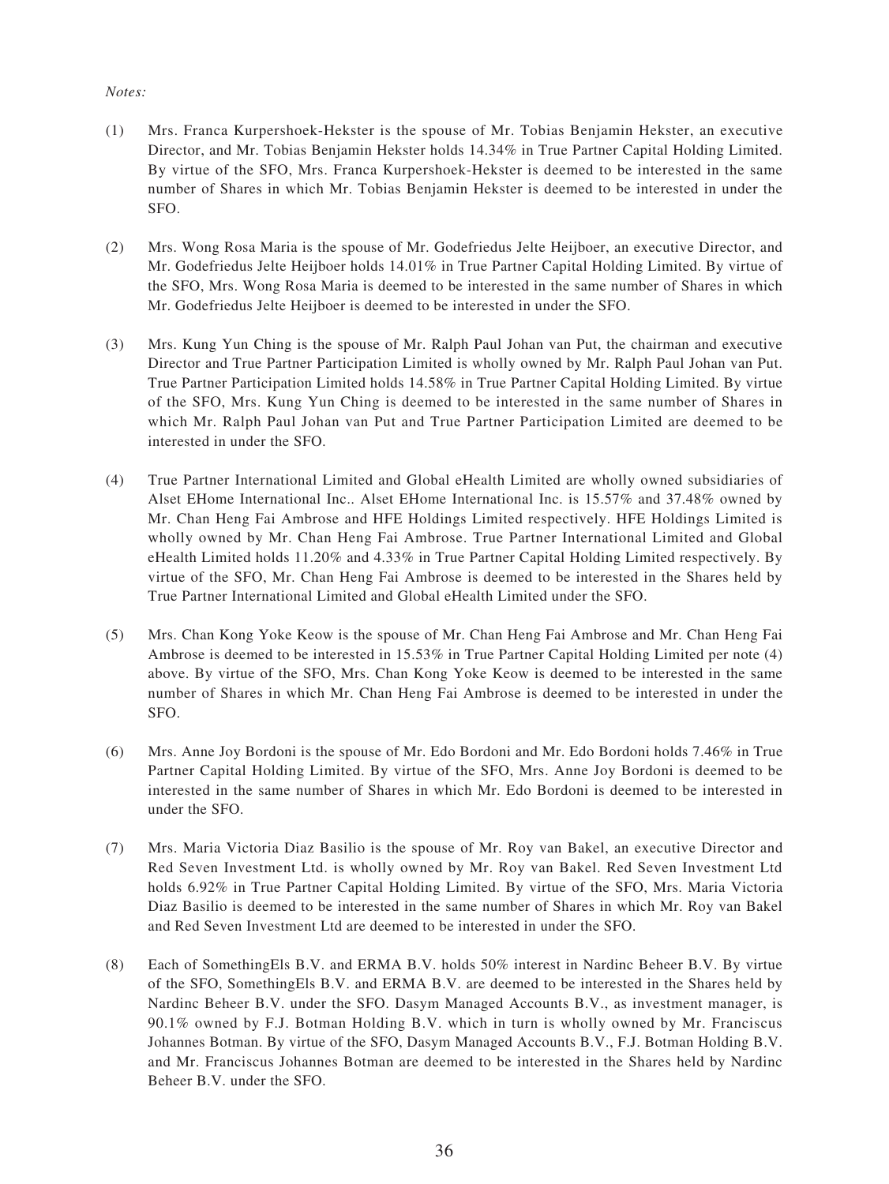*Notes:*

(1) Mrs. Franca Kurpershoek-Hekster is the spouse of Mr. Tobias Benjamin Hekster, an executive Director, and Mr. Tobias Benjamin Hekster holds 14.34% in True Partner Capital Holding Limited. By virtue of the SFO, Mrs. Franca Kurpershoek-Hekster is deemed to be interested in the same number of Shares in which Mr. Tobias Benjamin Hekster is deemed to be interested in under the SFO.

(2) Mrs. Wong Rosa Maria is the spouse of Mr. Godefriedus Jelte Heijboer, an executive Director, and Mr. Godefriedus Jelte Heijboer holds 14.01% in True Partner Capital Holding Limited. By virtue of the SFO, Mrs. Wong Rosa Maria is deemed to be interested in the same number of Shares in which Mr. Godefriedus Jelte Heijboer is deemed to be interested in under the SFO.

(3) Mrs. Kung Yun Ching is the spouse of Mr. Ralph Paul Johan van Put, the chairman and executive Director and True Partner Participation Limited is wholly owned by Mr. Ralph Paul Johan van Put. True Partner Participation Limited holds 14.58% in True Partner Capital Holding Limited. By virtue of the SFO, Mrs. Kung Yun Ching is deemed to be interested in the same number of Shares in which Mr. Ralph Paul Johan van Put and True Partner Participation Limited are deemed to be interested in under the SFO.

(4) True Partner International Limited and Global eHealth Limited are wholly owned subsidiaries of Alset EHome International Inc.. Alset EHome International Inc. is 15.57% and 37.48% owned by Mr. Chan Heng Fai Ambrose and HFE Holdings Limited respectively. HFE Holdings Limited is wholly owned by Mr. Chan Heng Fai Ambrose. True Partner International Limited and Global eHealth Limited holds 11.20% and 4.33% in True Partner Capital Holding Limited respectively. By virtue of the SFO, Mr. Chan Heng Fai Ambrose is deemed to be interested in the Shares held by True Partner International Limited and Global eHealth Limited under the SFO.

(5) Mrs. Chan Kong Yoke Keow is the spouse of Mr. Chan Heng Fai Ambrose and Mr. Chan Heng Fai Ambrose is deemed to be interested in 15.53% in True Partner Capital Holding Limited per note (4) above. By virtue of the SFO, Mrs. Chan Kong Yoke Keow is deemed to be interested in the same number of Shares in which Mr. Chan Heng Fai Ambrose is deemed to be interested in under the SFO.

(6) Mrs. Anne Joy Bordoni is the spouse of Mr. Edo Bordoni and Mr. Edo Bordoni holds 7.46% in True Partner Capital Holding Limited. By virtue of the SFO, Mrs. Anne Joy Bordoni is deemed to be interested in the same number of Shares in which Mr. Edo Bordoni is deemed to be interested in under the SFO.

(7) Mrs. Maria Victoria Diaz Basilio is the spouse of Mr. Roy van Bakel, an executive Director and Red Seven Investment Ltd. is wholly owned by Mr. Roy van Bakel. Red Seven Investment Ltd holds 6.92% in True Partner Capital Holding Limited. By virtue of the SFO, Mrs. Maria Victoria Diaz Basilio is deemed to be interested in the same number of Shares in which Mr. Roy van Bakel and Red Seven Investment Ltd are deemed to be interested in under the SFO.

(8) Each of SomethingEls B.V. and ERMA B.V. holds 50% interest in Nardinc Beheer B.V. By virtue of the SFO, SomethingEls B.V. and ERMA B.V. are deemed to be interested in the Shares held by Nardinc Beheer B.V. under the SFO. Dasym Managed Accounts B.V., as investment manager, is 90.1% owned by F.J. Botman Holding B.V. which in turn is wholly owned by Mr. Franciscus Johannes Botman. By virtue of the SFO, Dasym Managed Accounts B.V., F.J. Botman Holding B.V. and Mr. Franciscus Johannes Botman are deemed to be interested in the Shares held by Nardinc Beheer B.V. under the SFO.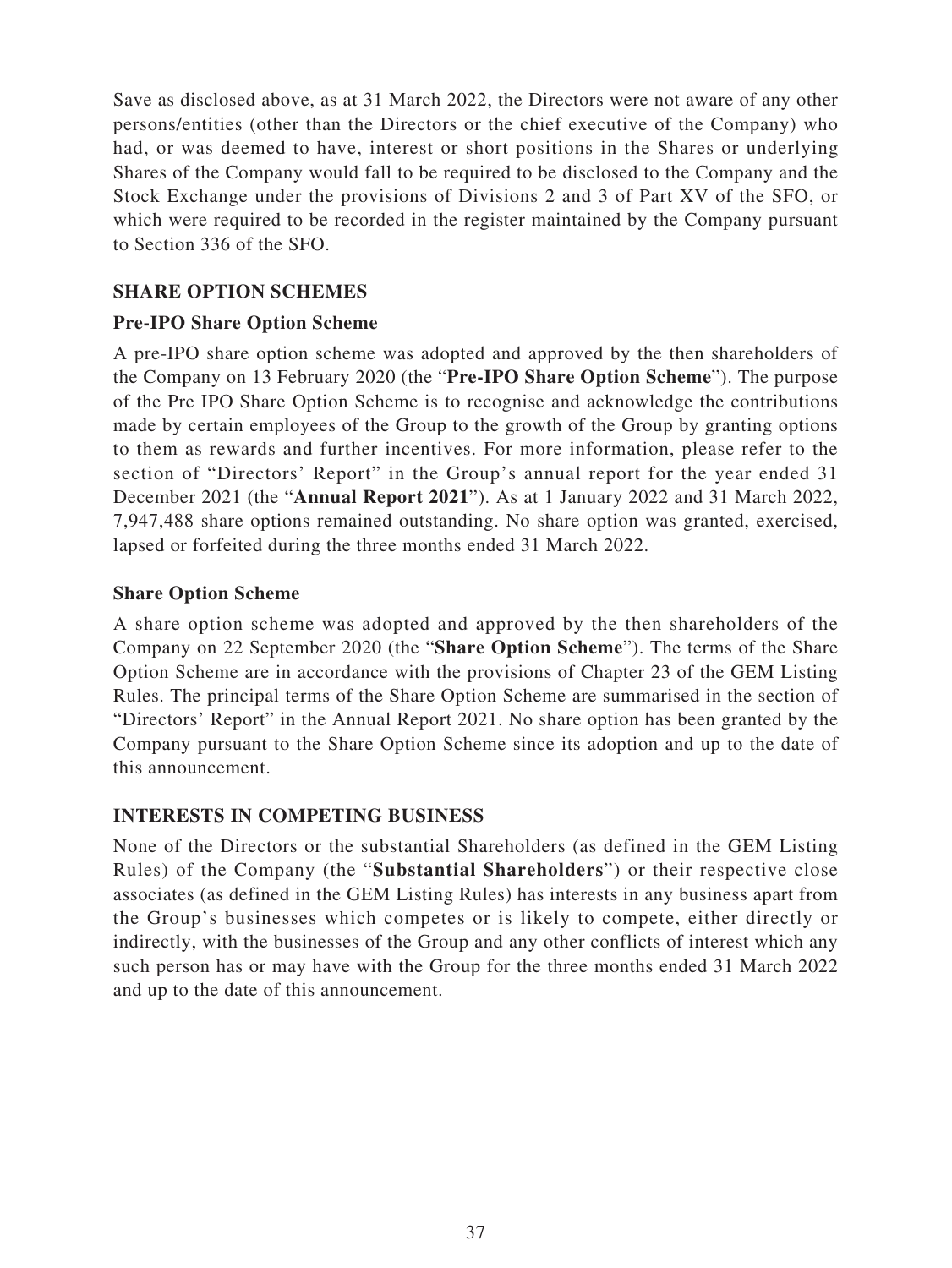Save as disclosed above, as at 31 March 2022, the Directors were not aware of any other persons/entities (other than the Directors or the chief executive of the Company) who had, or was deemed to have, interest or short positions in the Shares or underlying Shares of the Company would fall to be required to be disclosed to the Company and the Stock Exchange under the provisions of Divisions 2 and 3 of Part XV of the SFO, or which were required to be recorded in the register maintained by the Company pursuant to Section 336 of the SFO.

## SHARE OPTION SCHEMES

### Pre-IPO Share Option Scheme

A pre-IPO share option scheme was adopted and approved by the then shareholders of the Company on 13 February 2020 (the "**Pre-IPO Share Option Scheme**"). The purpose of the Pre IPO Share Option Scheme is to recognise and acknowledge the contributions made by certain employees of the Group to the growth of the Group by granting options to them as rewards and further incentives. For more information, please refer to the section of "Directors' Report" in the Group's annual report for the year ended 31 December 2021 (the "**Annual Report 2021**"). As at 1 January 2022 and 31 March 2022, 7,947,488 share options remained outstanding. No share option was granted, exercised, lapsed or forfeited during the three months ended 31 March 2022.

### Share Option Scheme

A share option scheme was adopted and approved by the then shareholders of the Company on 22 September 2020 (the "**Share Option Scheme**"). The terms of the Share Option Scheme are in accordance with the provisions of Chapter 23 of the GEM Listing Rules. The principal terms of the Share Option Scheme are summarised in the section of "Directors' Report" in the Annual Report 2021. No share option has been granted by the Company pursuant to the Share Option Scheme since its adoption and up to the date of this announcement.

## INTERESTS IN COMPETING BUSINESS

None of the Directors or the substantial Shareholders (as defined in the GEM Listing Rules) of the Company (the "**Substantial Shareholders**") or their respective close associates (as defined in the GEM Listing Rules) has interests in any business apart from the Group's businesses which competes or is likely to compete, either directly or indirectly, with the businesses of the Group and any other conflicts of interest which any such person has or may have with the Group for the three months ended 31 March 2022 and up to the date of this announcement.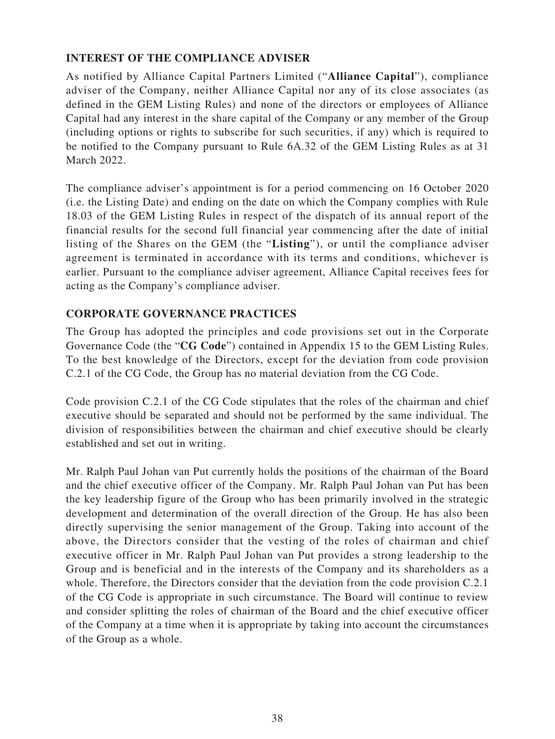## INTEREST OF THE COMPLIANCE ADVISER

As notified by Alliance Capital Partners Limited ("**Alliance Capital**"), compliance adviser of the Company, neither Alliance Capital nor any of its close associates (as defined in the GEM Listing Rules) and none of the directors or employees of Alliance Capital had any interest in the share capital of the Company or any member of the Group (including options or rights to subscribe for such securities, if any) which is required to be notified to the Company pursuant to Rule 6A.32 of the GEM Listing Rules as at 31 March 2022.

The compliance adviser's appointment is for a period commencing on 16 October 2020 (i.e. the Listing Date) and ending on the date on which the Company complies with Rule 18.03 of the GEM Listing Rules in respect of the dispatch of its annual report of the financial results for the second full financial year commencing after the date of initial listing of the Shares on the GEM (the "**Listing**"), or until the compliance adviser agreement is terminated in accordance with its terms and conditions, whichever is earlier. Pursuant to the compliance adviser agreement, Alliance Capital receives fees for acting as the Company's compliance adviser.

## CORPORATE GOVERNANCE PRACTICES

The Group has adopted the principles and code provisions set out in the Corporate Governance Code (the "**CG Code**") contained in Appendix 15 to the GEM Listing Rules. To the best knowledge of the Directors, except for the deviation from code provision C.2.1 of the CG Code, the Group has no material deviation from the CG Code.

Code provision C.2.1 of the CG Code stipulates that the roles of the chairman and chief executive should be separated and should not be performed by the same individual. The division of responsibilities between the chairman and chief executive should be clearly established and set out in writing.

Mr. Ralph Paul Johan van Put currently holds the positions of the chairman of the Board and the chief executive officer of the Company. Mr. Ralph Paul Johan van Put has been the key leadership figure of the Group who has been primarily involved in the strategic development and determination of the overall direction of the Group. He has also been directly supervising the senior management of the Group. Taking into account of the above, the Directors consider that the vesting of the roles of chairman and chief executive officer in Mr. Ralph Paul Johan van Put provides a strong leadership to the Group and is beneficial and in the interests of the Company and its shareholders as a whole. Therefore, the Directors consider that the deviation from the code provision C.2.1 of the CG Code is appropriate in such circumstance. The Board will continue to review and consider splitting the roles of chairman of the Board and the chief executive officer of the Company at a time when it is appropriate by taking into account the circumstances of the Group as a whole.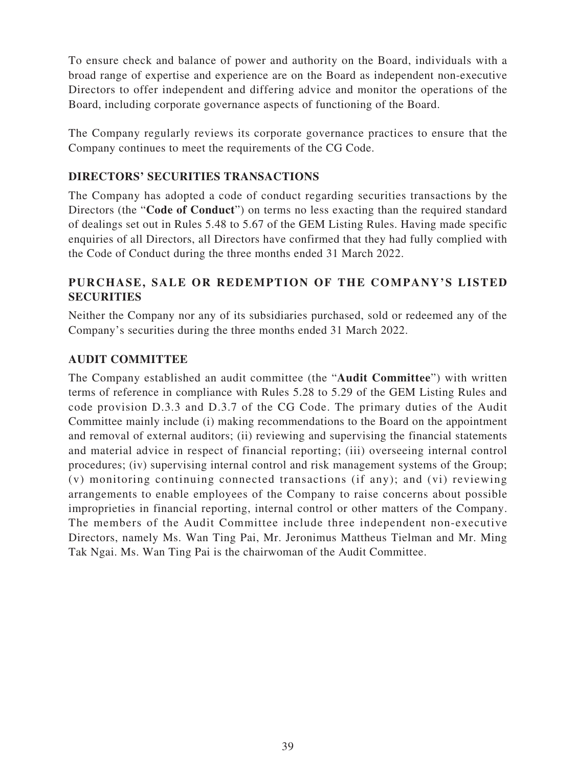To ensure check and balance of power and authority on the Board, individuals with a broad range of expertise and experience are on the Board as independent non-executive Directors to offer independent and differing advice and monitor the operations of the Board, including corporate governance aspects of functioning of the Board.

The Company regularly reviews its corporate governance practices to ensure that the Company continues to meet the requirements of the CG Code.

## DIRECTORS' SECURITIES TRANSACTIONS

The Company has adopted a code of conduct regarding securities transactions by the Directors (the "**Code of Conduct**") on terms no less exacting than the required standard of dealings set out in Rules 5.48 to 5.67 of the GEM Listing Rules. Having made specific enquiries of all Directors, all Directors have confirmed that they had fully complied with the Code of Conduct during the three months ended 31 March 2022.

## PURCHASE, SALE OR REDEMPTION OF THE COMPANY'S LISTED SECURITIES

Neither the Company nor any of its subsidiaries purchased, sold or redeemed any of the Company's securities during the three months ended 31 March 2022.

## AUDIT COMMITTEE

The Company established an audit committee (the "**Audit Committee**") with written terms of reference in compliance with Rules 5.28 to 5.29 of the GEM Listing Rules and code provision D.3.3 and D.3.7 of the CG Code. The primary duties of the Audit Committee mainly include (i) making recommendations to the Board on the appointment and removal of external auditors; (ii) reviewing and supervising the financial statements and material advice in respect of financial reporting; (iii) overseeing internal control procedures; (iv) supervising internal control and risk management systems of the Group; (v) monitoring continuing connected transactions (if any); and (vi) reviewing arrangements to enable employees of the Company to raise concerns about possible improprieties in financial reporting, internal control or other matters of the Company. The members of the Audit Committee include three independent non-executive Directors, namely Ms. Wan Ting Pai, Mr. Jeronimus Mattheus Tielman and Mr. Ming Tak Ngai. Ms. Wan Ting Pai is the chairwoman of the Audit Committee.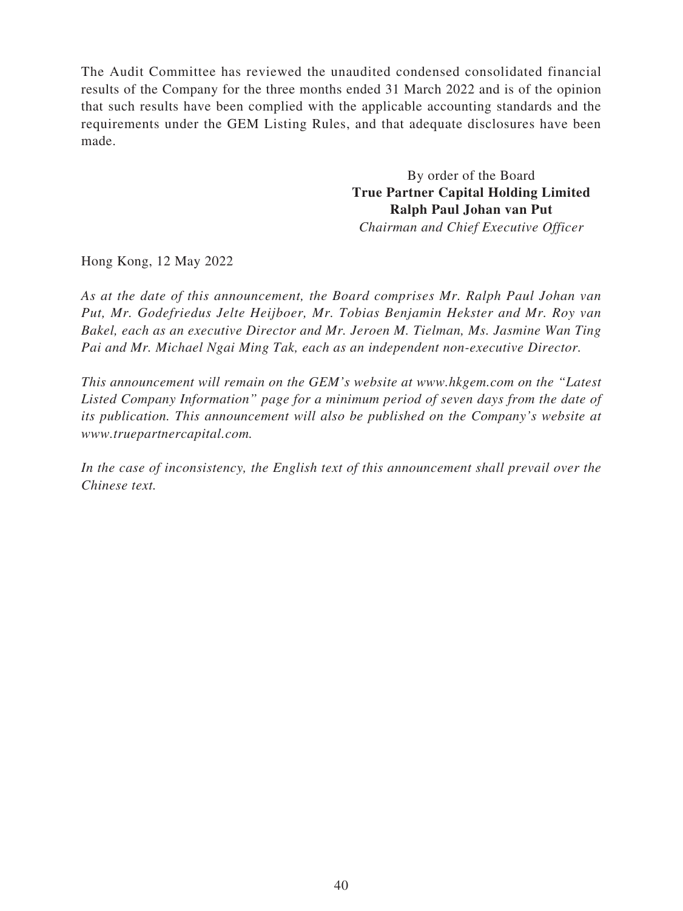The Audit Committee has reviewed the unaudited condensed consolidated financial results of the Company for the three months ended 31 March 2022 and is of the opinion that such results have been complied with the applicable accounting standards and the requirements under the GEM Listing Rules, and that adequate disclosures have been made.

By order of the Board
**True Partner Capital Holding Limited**
**Ralph Paul Johan van Put**
*Chairman and Chief Executive Officer*

Hong Kong, 12 May 2022

*As at the date of this announcement, the Board comprises Mr. Ralph Paul Johan van Put, Mr. Godefriedus Jelte Heijboer, Mr. Tobias Benjamin Hekster and Mr. Roy van Bakel, each as an executive Director and Mr. Jeroen M. Tielman, Ms. Jasmine Wan Ting Pai and Mr. Michael Ngai Ming Tak, each as an independent non-executive Director.*

*This announcement will remain on the GEM's website at www.hkgem.com on the "Latest Listed Company Information" page for a minimum period of seven days from the date of its publication. This announcement will also be published on the Company's website at www.truepartnercapital.com.*

*In the case of inconsistency, the English text of this announcement shall prevail over the Chinese text.*